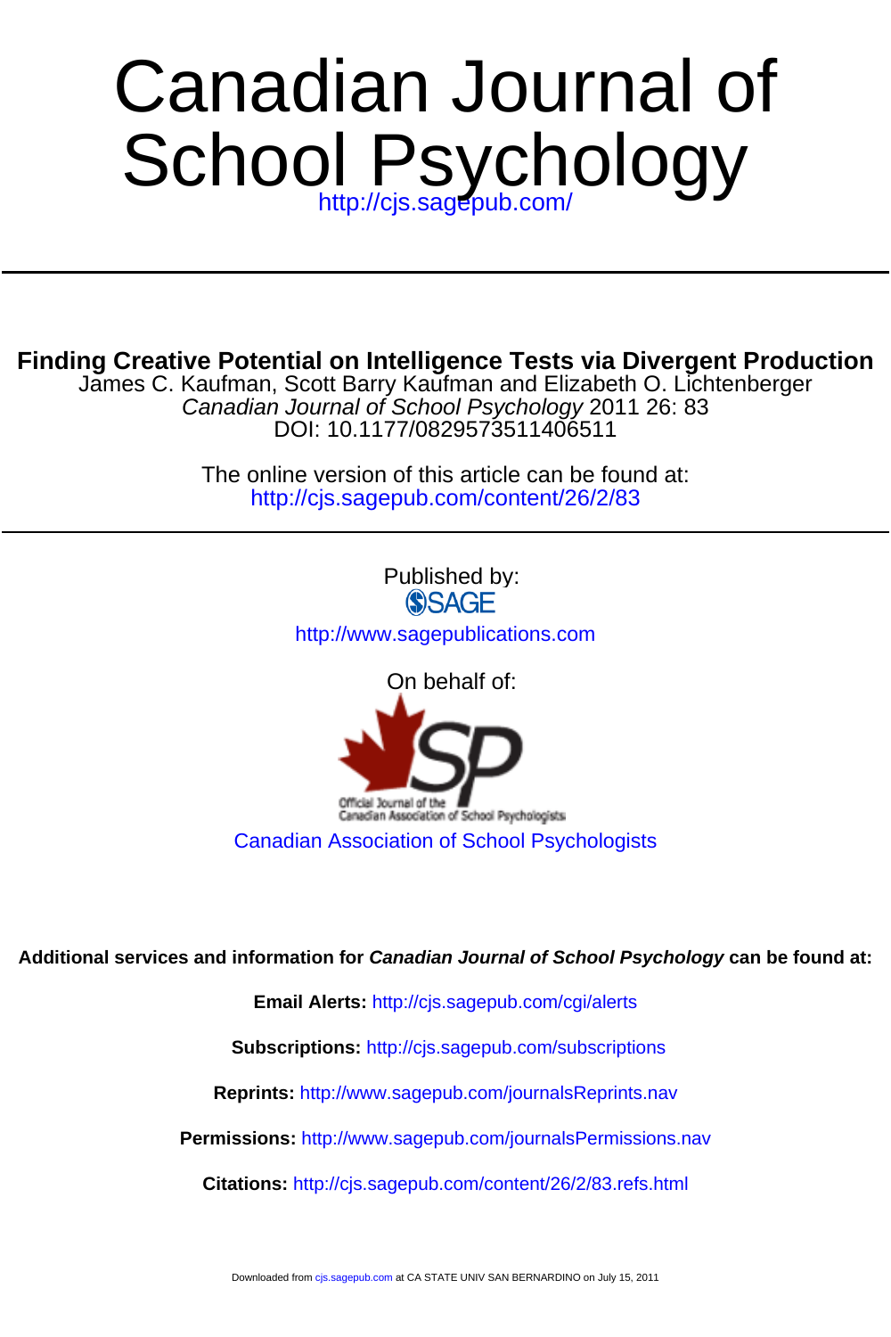# Canadian Journal of School Psychology

http://cjs.sagepub.com/

---

## Finding Creative Potential on Intelligence Tests via Divergent Production

James C. Kaufman, Scott Barry Kaufman and Elizabeth O. Lichtenberger

*Canadian Journal of School Psychology* 2011 26: 83

DOI: 10.1177/0829573511406511

The online version of this article can be found at:

http://cjs.sagepub.com/content/26/2/83

---

Published by:

SAGE

http://www.sagepublications.com

On behalf of:

Official Journal of the Canadian Association of School Psychologists

Canadian Association of School Psychologists

**Additional services and information for *Canadian Journal of School Psychology* can be found at:**

**Email Alerts:** http://cjs.sagepub.com/cgi/alerts

**Subscriptions:** http://cjs.sagepub.com/subscriptions

**Reprints:** http://www.sagepub.com/journalsReprints.nav

**Permissions:** http://www.sagepub.com/journalsPermissions.nav

**Citations:** http://cjs.sagepub.com/content/26/2/83.refs.html

Downloaded from cjs.sagepub.com at CA STATE UNIV SAN BERNARDINO on July 15, 2011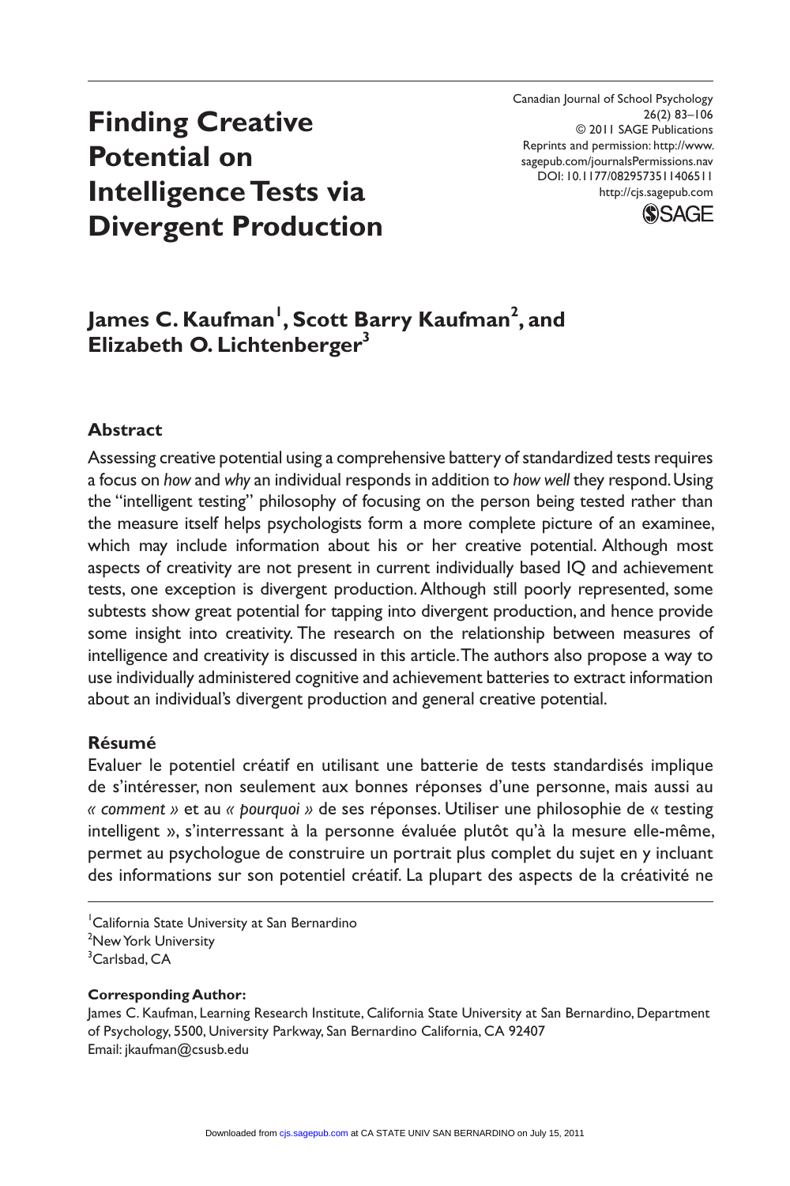# Finding Creative Potential on Intelligence Tests via Divergent Production

**James C. Kaufman[1], Scott Barry Kaufman[2], and Elizabeth O. Lichtenberger[3]**

## Abstract

Assessing creative potential using a comprehensive battery of standardized tests requires a focus on *how* and *why* an individual responds in addition to *how well* they respond. Using the "intelligent testing" philosophy of focusing on the person being tested rather than the measure itself helps psychologists form a more complete picture of an examinee, which may include information about his or her creative potential. Although most aspects of creativity are not present in current individually based IQ and achievement tests, one exception is divergent production. Although still poorly represented, some subtests show great potential for tapping into divergent production, and hence provide some insight into creativity. The research on the relationship between measures of intelligence and creativity is discussed in this article. The authors also propose a way to use individually administered cognitive and achievement batteries to extract information about an individual's divergent production and general creative potential.

## Résumé

Evaluer le potentiel créatif en utilisant une batterie de tests standardisés implique de s'intéresser, non seulement aux bonnes réponses d'une personne, mais aussi au *« comment »* et au *« pourquoi »* de ses réponses. Utiliser une philosophie de « testing intelligent », s'interressant à la personne évaluée plutôt qu'à la mesure elle-même, permet au psychologue de construire un portrait plus complet du sujet en y incluant des informations sur son potentiel créatif. La plupart des aspects de la créativité ne

[1]California State University at San Bernardino
[2]New York University
[3]Carlsbad, CA

**Corresponding Author:**
James C. Kaufman, Learning Research Institute, California State University at San Bernardino, Department of Psychology, 5500, University Parkway, San Bernardino California, CA 92407
Email: jkaufman@csusb.edu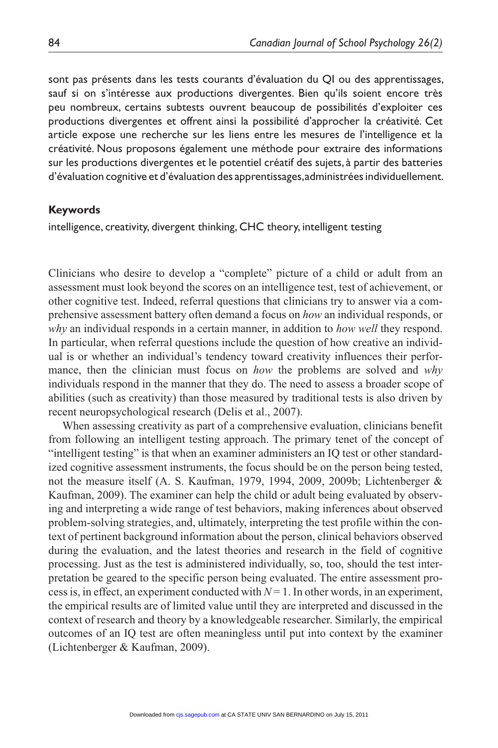sont pas présents dans les tests courants d'évaluation du QI ou des apprentissages, sauf si on s'intéresse aux productions divergentes. Bien qu'ils soient encore très peu nombreux, certains subtests ouvrent beaucoup de possibilités d'exploiter ces productions divergentes et offrent ainsi la possibilité d'approcher la créativité. Cet article expose une recherche sur les liens entre les mesures de l'intelligence et la créativité. Nous proposons également une méthode pour extraire des informations sur les productions divergentes et le potentiel créatif des sujets, à partir des batteries d'évaluation cognitive et d'évaluation des apprentissages, administrées individuellement.

### Keywords

intelligence, creativity, divergent thinking, CHC theory, intelligent testing

Clinicians who desire to develop a "complete" picture of a child or adult from an assessment must look beyond the scores on an intelligence test, test of achievement, or other cognitive test. Indeed, referral questions that clinicians try to answer via a comprehensive assessment battery often demand a focus on *how* an individual responds, or *why* an individual responds in a certain manner, in addition to *how well* they respond. In particular, when referral questions include the question of how creative an individual is or whether an individual's tendency toward creativity influences their performance, then the clinician must focus on *how* the problems are solved and *why* individuals respond in the manner that they do. The need to assess a broader scope of abilities (such as creativity) than those measured by traditional tests is also driven by recent neuropsychological research (Delis et al., 2007).

When assessing creativity as part of a comprehensive evaluation, clinicians benefit from following an intelligent testing approach. The primary tenet of the concept of "intelligent testing" is that when an examiner administers an IQ test or other standardized cognitive assessment instruments, the focus should be on the person being tested, not the measure itself (A. S. Kaufman, 1979, 1994, 2009, 2009b; Lichtenberger & Kaufman, 2009). The examiner can help the child or adult being evaluated by observing and interpreting a wide range of test behaviors, making inferences about observed problem-solving strategies, and, ultimately, interpreting the test profile within the context of pertinent background information about the person, clinical behaviors observed during the evaluation, and the latest theories and research in the field of cognitive processing. Just as the test is administered individually, so, too, should the test interpretation be geared to the specific person being evaluated. The entire assessment process is, in effect, an experiment conducted with $N = 1$. In other words, in an experiment, the empirical results are of limited value until they are interpreted and discussed in the context of research and theory by a knowledgeable researcher. Similarly, the empirical outcomes of an IQ test are often meaningless until put into context by the examiner (Lichtenberger & Kaufman, 2009).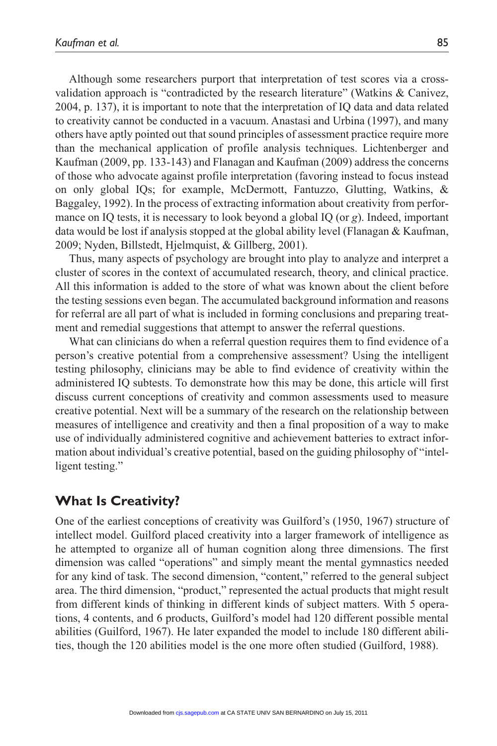Although some researchers purport that interpretation of test scores via a cross-validation approach is "contradicted by the research literature" (Watkins & Canivez, 2004, p. 137), it is important to note that the interpretation of IQ data and data related to creativity cannot be conducted in a vacuum. Anastasi and Urbina (1997), and many others have aptly pointed out that sound principles of assessment practice require more than the mechanical application of profile analysis techniques. Lichtenberger and Kaufman (2009, pp. 133-143) and Flanagan and Kaufman (2009) address the concerns of those who advocate against profile interpretation (favoring instead to focus instead on only global IQs; for example, McDermott, Fantuzzo, Glutting, Watkins, & Baggaley, 1992). In the process of extracting information about creativity from performance on IQ tests, it is necessary to look beyond a global IQ (or *g*). Indeed, important data would be lost if analysis stopped at the global ability level (Flanagan & Kaufman, 2009; Nyden, Billstedt, Hjelmquist, & Gillberg, 2001).

Thus, many aspects of psychology are brought into play to analyze and interpret a cluster of scores in the context of accumulated research, theory, and clinical practice. All this information is added to the store of what was known about the client before the testing sessions even began. The accumulated background information and reasons for referral are all part of what is included in forming conclusions and preparing treatment and remedial suggestions that attempt to answer the referral questions.

What can clinicians do when a referral question requires them to find evidence of a person's creative potential from a comprehensive assessment? Using the intelligent testing philosophy, clinicians may be able to find evidence of creativity within the administered IQ subtests. To demonstrate how this may be done, this article will first discuss current conceptions of creativity and common assessments used to measure creative potential. Next will be a summary of the research on the relationship between measures of intelligence and creativity and then a final proposition of a way to make use of individually administered cognitive and achievement batteries to extract information about individual's creative potential, based on the guiding philosophy of "intelligent testing."

## What Is Creativity?

One of the earliest conceptions of creativity was Guilford's (1950, 1967) structure of intellect model. Guilford placed creativity into a larger framework of intelligence as he attempted to organize all of human cognition along three dimensions. The first dimension was called "operations" and simply meant the mental gymnastics needed for any kind of task. The second dimension, "content," referred to the general subject area. The third dimension, "product," represented the actual products that might result from different kinds of thinking in different kinds of subject matters. With 5 operations, 4 contents, and 6 products, Guilford's model had 120 different possible mental abilities (Guilford, 1967). He later expanded the model to include 180 different abilities, though the 120 abilities model is the one more often studied (Guilford, 1988).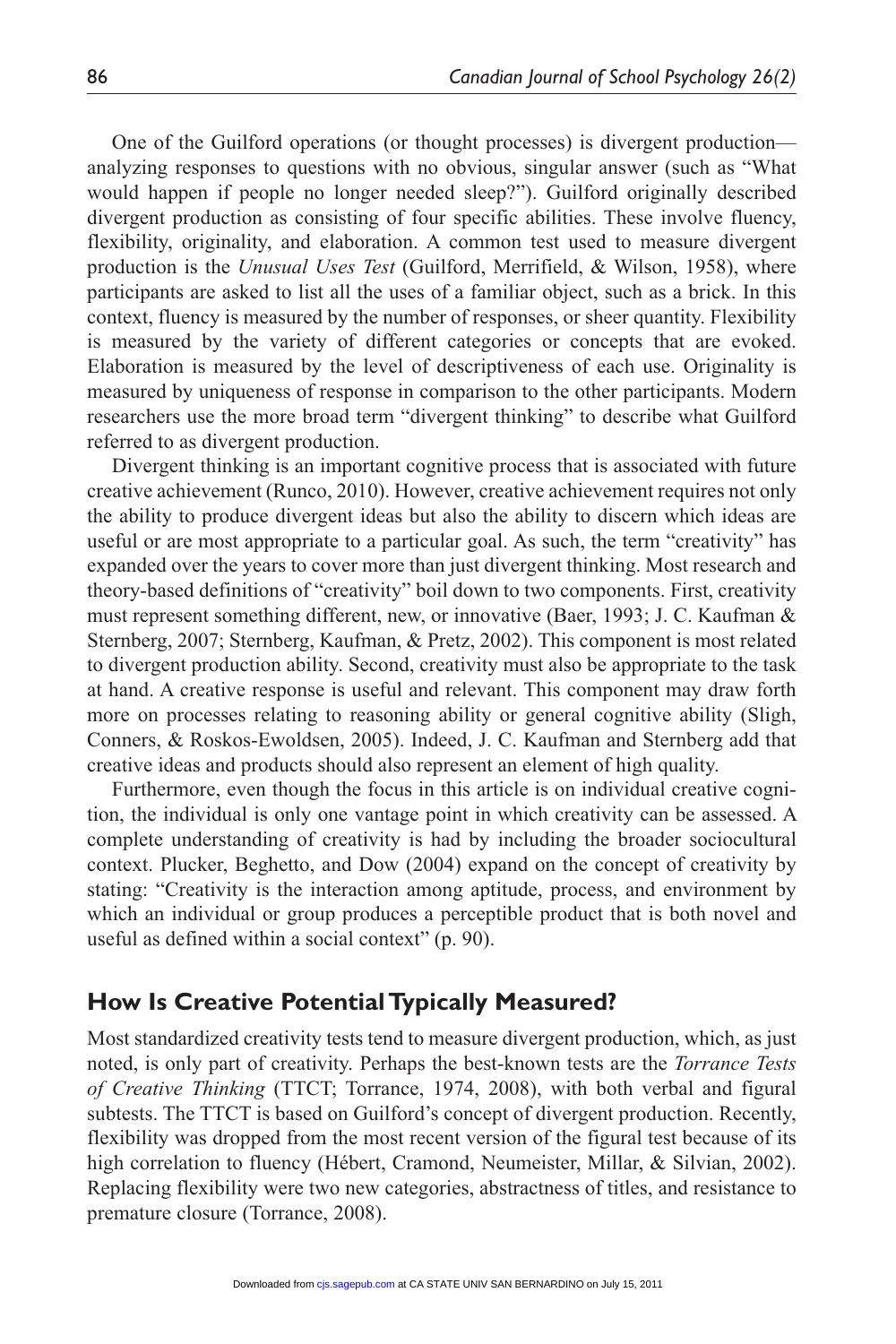One of the Guilford operations (or thought processes) is divergent production—analyzing responses to questions with no obvious, singular answer (such as "What would happen if people no longer needed sleep?"). Guilford originally described divergent production as consisting of four specific abilities. These involve fluency, flexibility, originality, and elaboration. A common test used to measure divergent production is the *Unusual Uses Test* (Guilford, Merrifield, & Wilson, 1958), where participants are asked to list all the uses of a familiar object, such as a brick. In this context, fluency is measured by the number of responses, or sheer quantity. Flexibility is measured by the variety of different categories or concepts that are evoked. Elaboration is measured by the level of descriptiveness of each use. Originality is measured by uniqueness of response in comparison to the other participants. Modern researchers use the more broad term "divergent thinking" to describe what Guilford referred to as divergent production.

Divergent thinking is an important cognitive process that is associated with future creative achievement (Runco, 2010). However, creative achievement requires not only the ability to produce divergent ideas but also the ability to discern which ideas are useful or are most appropriate to a particular goal. As such, the term "creativity" has expanded over the years to cover more than just divergent thinking. Most research and theory-based definitions of "creativity" boil down to two components. First, creativity must represent something different, new, or innovative (Baer, 1993; J. C. Kaufman & Sternberg, 2007; Sternberg, Kaufman, & Pretz, 2002). This component is most related to divergent production ability. Second, creativity must also be appropriate to the task at hand. A creative response is useful and relevant. This component may draw forth more on processes relating to reasoning ability or general cognitive ability (Sligh, Conners, & Roskos-Ewoldsen, 2005). Indeed, J. C. Kaufman and Sternberg add that creative ideas and products should also represent an element of high quality.

Furthermore, even though the focus in this article is on individual creative cognition, the individual is only one vantage point in which creativity can be assessed. A complete understanding of creativity is had by including the broader sociocultural context. Plucker, Beghetto, and Dow (2004) expand on the concept of creativity by stating: "Creativity is the interaction among aptitude, process, and environment by which an individual or group produces a perceptible product that is both novel and useful as defined within a social context" (p. 90).

## How Is Creative Potential Typically Measured?

Most standardized creativity tests tend to measure divergent production, which, as just noted, is only part of creativity. Perhaps the best-known tests are the *Torrance Tests of Creative Thinking* (TTCT; Torrance, 1974, 2008), with both verbal and figural subtests. The TTCT is based on Guilford's concept of divergent production. Recently, flexibility was dropped from the most recent version of the figural test because of its high correlation to fluency (Hébert, Cramond, Neumeister, Millar, & Silvian, 2002). Replacing flexibility were two new categories, abstractness of titles, and resistance to premature closure (Torrance, 2008).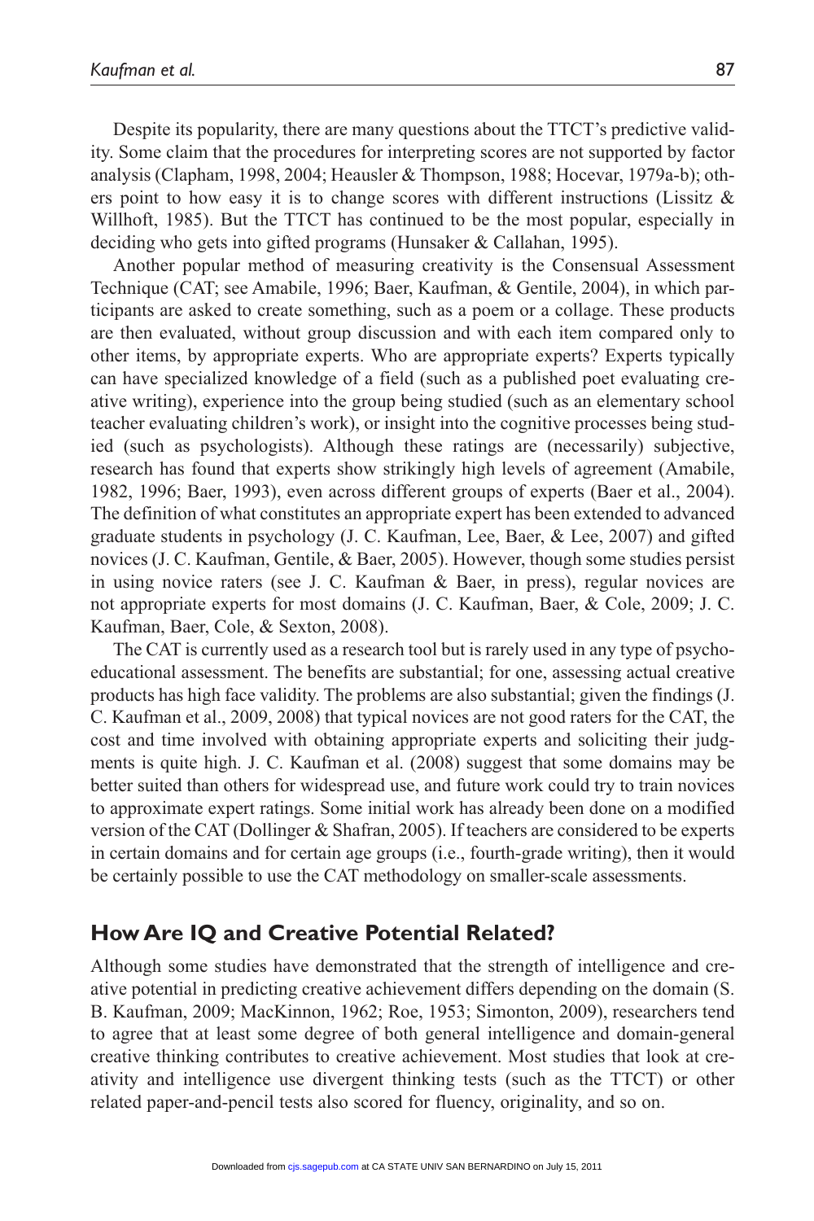Despite its popularity, there are many questions about the TTCT's predictive validity. Some claim that the procedures for interpreting scores are not supported by factor analysis (Clapham, 1998, 2004; Heausler & Thompson, 1988; Hocevar, 1979a-b); others point to how easy it is to change scores with different instructions (Lissitz & Willhoft, 1985). But the TTCT has continued to be the most popular, especially in deciding who gets into gifted programs (Hunsaker & Callahan, 1995).

Another popular method of measuring creativity is the Consensual Assessment Technique (CAT; see Amabile, 1996; Baer, Kaufman, & Gentile, 2004), in which participants are asked to create something, such as a poem or a collage. These products are then evaluated, without group discussion and with each item compared only to other items, by appropriate experts. Who are appropriate experts? Experts typically can have specialized knowledge of a field (such as a published poet evaluating creative writing), experience into the group being studied (such as an elementary school teacher evaluating children's work), or insight into the cognitive processes being studied (such as psychologists). Although these ratings are (necessarily) subjective, research has found that experts show strikingly high levels of agreement (Amabile, 1982, 1996; Baer, 1993), even across different groups of experts (Baer et al., 2004). The definition of what constitutes an appropriate expert has been extended to advanced graduate students in psychology (J. C. Kaufman, Lee, Baer, & Lee, 2007) and gifted novices (J. C. Kaufman, Gentile, & Baer, 2005). However, though some studies persist in using novice raters (see J. C. Kaufman & Baer, in press), regular novices are not appropriate experts for most domains (J. C. Kaufman, Baer, & Cole, 2009; J. C. Kaufman, Baer, Cole, & Sexton, 2008).

The CAT is currently used as a research tool but is rarely used in any type of psychoeducational assessment. The benefits are substantial; for one, assessing actual creative products has high face validity. The problems are also substantial; given the findings (J. C. Kaufman et al., 2009, 2008) that typical novices are not good raters for the CAT, the cost and time involved with obtaining appropriate experts and soliciting their judgments is quite high. J. C. Kaufman et al. (2008) suggest that some domains may be better suited than others for widespread use, and future work could try to train novices to approximate expert ratings. Some initial work has already been done on a modified version of the CAT (Dollinger & Shafran, 2005). If teachers are considered to be experts in certain domains and for certain age groups (i.e., fourth-grade writing), then it would be certainly possible to use the CAT methodology on smaller-scale assessments.

## How Are IQ and Creative Potential Related?

Although some studies have demonstrated that the strength of intelligence and creative potential in predicting creative achievement differs depending on the domain (S. B. Kaufman, 2009; MacKinnon, 1962; Roe, 1953; Simonton, 2009), researchers tend to agree that at least some degree of both general intelligence and domain-general creative thinking contributes to creative achievement. Most studies that look at creativity and intelligence use divergent thinking tests (such as the TTCT) or other related paper-and-pencil tests also scored for fluency, originality, and so on.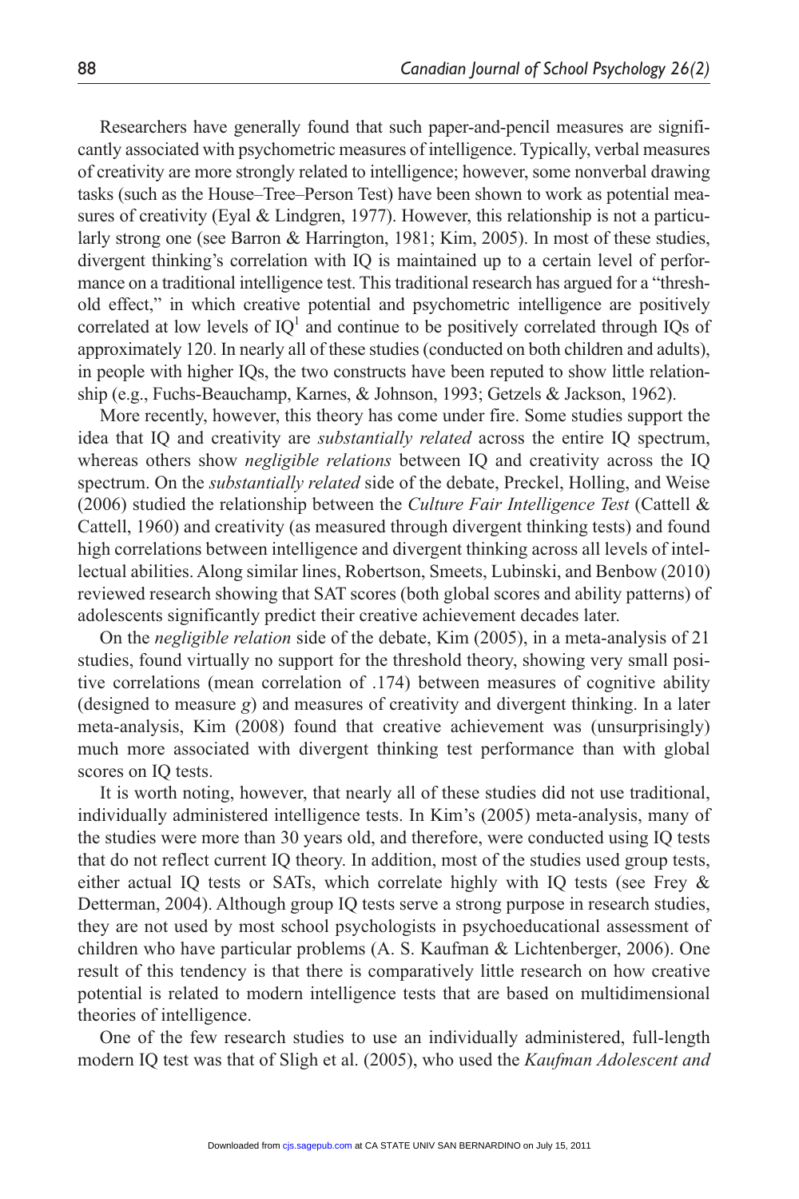Researchers have generally found that such paper-and-pencil measures are significantly associated with psychometric measures of intelligence. Typically, verbal measures of creativity are more strongly related to intelligence; however, some nonverbal drawing tasks (such as the House–Tree–Person Test) have been shown to work as potential measures of creativity (Eyal & Lindgren, 1977). However, this relationship is not a particularly strong one (see Barron & Harrington, 1981; Kim, 2005). In most of these studies, divergent thinking's correlation with IQ is maintained up to a certain level of performance on a traditional intelligence test. This traditional research has argued for a "threshold effect," in which creative potential and psychometric intelligence are positively correlated at low levels of IQ[1] and continue to be positively correlated through IQs of approximately 120. In nearly all of these studies (conducted on both children and adults), in people with higher IQs, the two constructs have been reputed to show little relationship (e.g., Fuchs-Beauchamp, Karnes, & Johnson, 1993; Getzels & Jackson, 1962).

More recently, however, this theory has come under fire. Some studies support the idea that IQ and creativity are *substantially related* across the entire IQ spectrum, whereas others show *negligible relations* between IQ and creativity across the IQ spectrum. On the *substantially related* side of the debate, Preckel, Holling, and Weise (2006) studied the relationship between the *Culture Fair Intelligence Test* (Cattell & Cattell, 1960) and creativity (as measured through divergent thinking tests) and found high correlations between intelligence and divergent thinking across all levels of intellectual abilities. Along similar lines, Robertson, Smeets, Lubinski, and Benbow (2010) reviewed research showing that SAT scores (both global scores and ability patterns) of adolescents significantly predict their creative achievement decades later.

On the *negligible relation* side of the debate, Kim (2005), in a meta-analysis of 21 studies, found virtually no support for the threshold theory, showing very small positive correlations (mean correlation of .174) between measures of cognitive ability (designed to measure *g*) and measures of creativity and divergent thinking. In a later meta-analysis, Kim (2008) found that creative achievement was (unsurprisingly) much more associated with divergent thinking test performance than with global scores on IQ tests.

It is worth noting, however, that nearly all of these studies did not use traditional, individually administered intelligence tests. In Kim's (2005) meta-analysis, many of the studies were more than 30 years old, and therefore, were conducted using IQ tests that do not reflect current IQ theory. In addition, most of the studies used group tests, either actual IQ tests or SATs, which correlate highly with IQ tests (see Frey & Detterman, 2004). Although group IQ tests serve a strong purpose in research studies, they are not used by most school psychologists in psychoeducational assessment of children who have particular problems (A. S. Kaufman & Lichtenberger, 2006). One result of this tendency is that there is comparatively little research on how creative potential is related to modern intelligence tests that are based on multidimensional theories of intelligence.

One of the few research studies to use an individually administered, full-length modern IQ test was that of Sligh et al. (2005), who used the *Kaufman Adolescent and*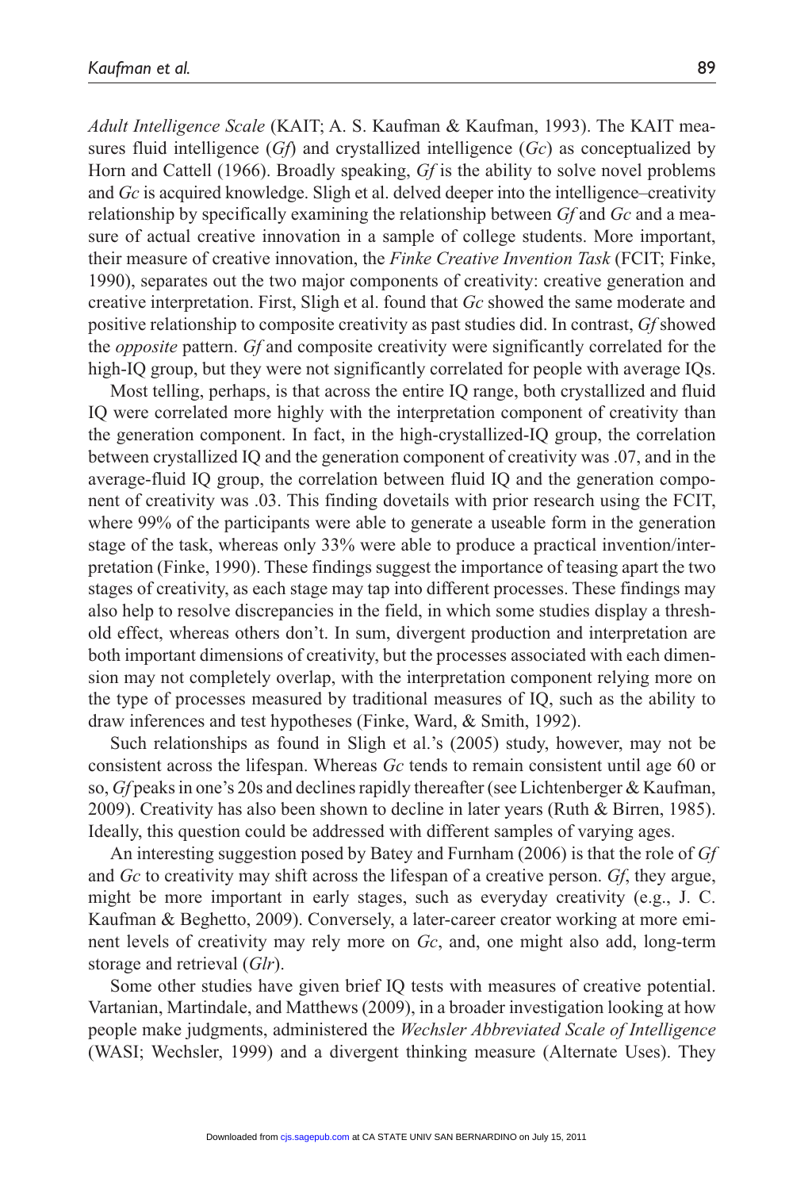*Adult Intelligence Scale* (KAIT; A. S. Kaufman & Kaufman, 1993). The KAIT measures fluid intelligence (*Gf*) and crystallized intelligence (*Gc*) as conceptualized by Horn and Cattell (1966). Broadly speaking, *Gf* is the ability to solve novel problems and *Gc* is acquired knowledge. Sligh et al. delved deeper into the intelligence–creativity relationship by specifically examining the relationship between *Gf* and *Gc* and a measure of actual creative innovation in a sample of college students. More important, their measure of creative innovation, the *Finke Creative Invention Task* (FCIT; Finke, 1990), separates out the two major components of creativity: creative generation and creative interpretation. First, Sligh et al. found that *Gc* showed the same moderate and positive relationship to composite creativity as past studies did. In contrast, *Gf* showed the *opposite* pattern. *Gf* and composite creativity were significantly correlated for the high-IQ group, but they were not significantly correlated for people with average IQs.

Most telling, perhaps, is that across the entire IQ range, both crystallized and fluid IQ were correlated more highly with the interpretation component of creativity than the generation component. In fact, in the high-crystallized-IQ group, the correlation between crystallized IQ and the generation component of creativity was .07, and in the average-fluid IQ group, the correlation between fluid IQ and the generation component of creativity was .03. This finding dovetails with prior research using the FCIT, where 99% of the participants were able to generate a useable form in the generation stage of the task, whereas only 33% were able to produce a practical invention/interpretation (Finke, 1990). These findings suggest the importance of teasing apart the two stages of creativity, as each stage may tap into different processes. These findings may also help to resolve discrepancies in the field, in which some studies display a threshold effect, whereas others don't. In sum, divergent production and interpretation are both important dimensions of creativity, but the processes associated with each dimension may not completely overlap, with the interpretation component relying more on the type of processes measured by traditional measures of IQ, such as the ability to draw inferences and test hypotheses (Finke, Ward, & Smith, 1992).

Such relationships as found in Sligh et al.'s (2005) study, however, may not be consistent across the lifespan. Whereas *Gc* tends to remain consistent until age 60 or so, *Gf* peaks in one's 20s and declines rapidly thereafter (see Lichtenberger & Kaufman, 2009). Creativity has also been shown to decline in later years (Ruth & Birren, 1985). Ideally, this question could be addressed with different samples of varying ages.

An interesting suggestion posed by Batey and Furnham (2006) is that the role of *Gf* and *Gc* to creativity may shift across the lifespan of a creative person. *Gf*, they argue, might be more important in early stages, such as everyday creativity (e.g., J. C. Kaufman & Beghetto, 2009). Conversely, a later-career creator working at more eminent levels of creativity may rely more on *Gc*, and, one might also add, long-term storage and retrieval (*Glr*).

Some other studies have given brief IQ tests with measures of creative potential. Vartanian, Martindale, and Matthews (2009), in a broader investigation looking at how people make judgments, administered the *Wechsler Abbreviated Scale of Intelligence* (WASI; Wechsler, 1999) and a divergent thinking measure (Alternate Uses). They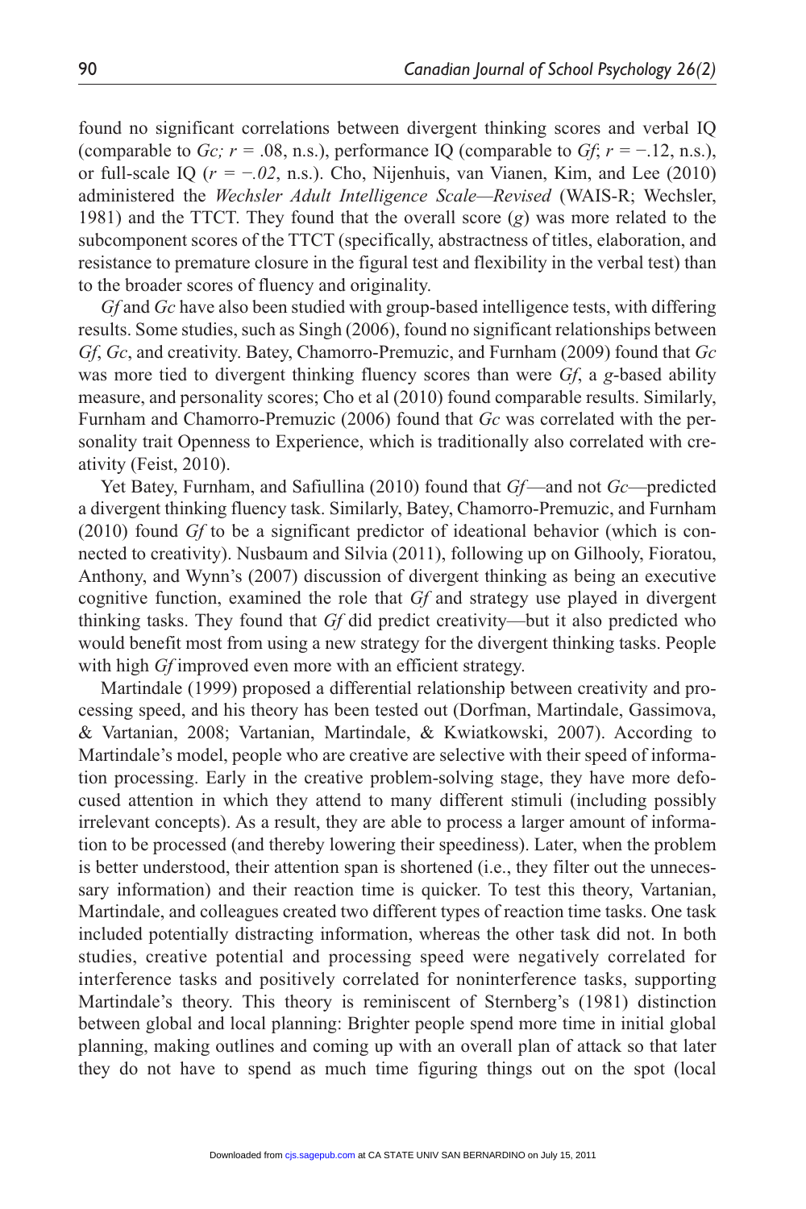found no significant correlations between divergent thinking scores and verbal IQ (comparable to *Gc; r* = .08, n.s.), performance IQ (comparable to *Gf*; $r = -.12$, n.s.), or full-scale IQ ($r = -.02$, n.s.). Cho, Nijenhuis, van Vianen, Kim, and Lee (2010) administered the *Wechsler Adult Intelligence Scale—Revised* (WAIS-R; Wechsler, 1981) and the TTCT. They found that the overall score (*g*) was more related to the subcomponent scores of the TTCT (specifically, abstractness of titles, elaboration, and resistance to premature closure in the figural test and flexibility in the verbal test) than to the broader scores of fluency and originality.

*Gf* and *Gc* have also been studied with group-based intelligence tests, with differing results. Some studies, such as Singh (2006), found no significant relationships between *Gf*, *Gc*, and creativity. Batey, Chamorro-Premuzic, and Furnham (2009) found that *Gc* was more tied to divergent thinking fluency scores than were *Gf*, a *g*-based ability measure, and personality scores; Cho et al (2010) found comparable results. Similarly, Furnham and Chamorro-Premuzic (2006) found that *Gc* was correlated with the personality trait Openness to Experience, which is traditionally also correlated with creativity (Feist, 2010).

Yet Batey, Furnham, and Safiullina (2010) found that *Gf*—and not *Gc*—predicted a divergent thinking fluency task. Similarly, Batey, Chamorro-Premuzic, and Furnham (2010) found *Gf* to be a significant predictor of ideational behavior (which is connected to creativity). Nusbaum and Silvia (2011), following up on Gilhooly, Fioratou, Anthony, and Wynn's (2007) discussion of divergent thinking as being an executive cognitive function, examined the role that *Gf* and strategy use played in divergent thinking tasks. They found that *Gf* did predict creativity—but it also predicted who would benefit most from using a new strategy for the divergent thinking tasks. People with high *Gf* improved even more with an efficient strategy.

Martindale (1999) proposed a differential relationship between creativity and processing speed, and his theory has been tested out (Dorfman, Martindale, Gassimova, & Vartanian, 2008; Vartanian, Martindale, & Kwiatkowski, 2007). According to Martindale's model, people who are creative are selective with their speed of information processing. Early in the creative problem-solving stage, they have more defocused attention in which they attend to many different stimuli (including possibly irrelevant concepts). As a result, they are able to process a larger amount of information to be processed (and thereby lowering their speediness). Later, when the problem is better understood, their attention span is shortened (i.e., they filter out the unnecessary information) and their reaction time is quicker. To test this theory, Vartanian, Martindale, and colleagues created two different types of reaction time tasks. One task included potentially distracting information, whereas the other task did not. In both studies, creative potential and processing speed were negatively correlated for interference tasks and positively correlated for noninterference tasks, supporting Martindale's theory. This theory is reminiscent of Sternberg's (1981) distinction between global and local planning: Brighter people spend more time in initial global planning, making outlines and coming up with an overall plan of attack so that later they do not have to spend as much time figuring things out on the spot (local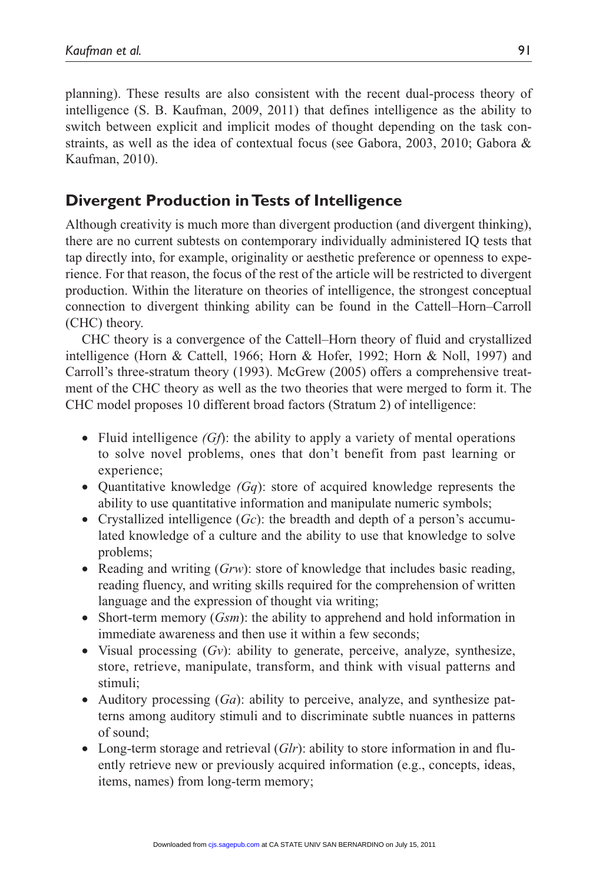planning). These results are also consistent with the recent dual-process theory of intelligence (S. B. Kaufman, 2009, 2011) that defines intelligence as the ability to switch between explicit and implicit modes of thought depending on the task constraints, as well as the idea of contextual focus (see Gabora, 2003, 2010; Gabora & Kaufman, 2010).

## Divergent Production in Tests of Intelligence

Although creativity is much more than divergent production (and divergent thinking), there are no current subtests on contemporary individually administered IQ tests that tap directly into, for example, originality or aesthetic preference or openness to experience. For that reason, the focus of the rest of the article will be restricted to divergent production. Within the literature on theories of intelligence, the strongest conceptual connection to divergent thinking ability can be found in the Cattell–Horn–Carroll (CHC) theory.

CHC theory is a convergence of the Cattell–Horn theory of fluid and crystallized intelligence (Horn & Cattell, 1966; Horn & Hofer, 1992; Horn & Noll, 1997) and Carroll's three-stratum theory (1993). McGrew (2005) offers a comprehensive treatment of the CHC theory as well as the two theories that were merged to form it. The CHC model proposes 10 different broad factors (Stratum 2) of intelligence:

- Fluid intelligence *(Gf)*: the ability to apply a variety of mental operations to solve novel problems, ones that don't benefit from past learning or experience;
- Quantitative knowledge *(Gq)*: store of acquired knowledge represents the ability to use quantitative information and manipulate numeric symbols;
- Crystallized intelligence (*Gc*): the breadth and depth of a person's accumulated knowledge of a culture and the ability to use that knowledge to solve problems;
- Reading and writing (*Grw*): store of knowledge that includes basic reading, reading fluency, and writing skills required for the comprehension of written language and the expression of thought via writing;
- Short-term memory (*Gsm*): the ability to apprehend and hold information in immediate awareness and then use it within a few seconds;
- Visual processing (*Gv*): ability to generate, perceive, analyze, synthesize, store, retrieve, manipulate, transform, and think with visual patterns and stimuli;
- Auditory processing (*Ga*): ability to perceive, analyze, and synthesize patterns among auditory stimuli and to discriminate subtle nuances in patterns of sound;
- Long-term storage and retrieval (*Glr*): ability to store information in and fluently retrieve new or previously acquired information (e.g., concepts, ideas, items, names) from long-term memory;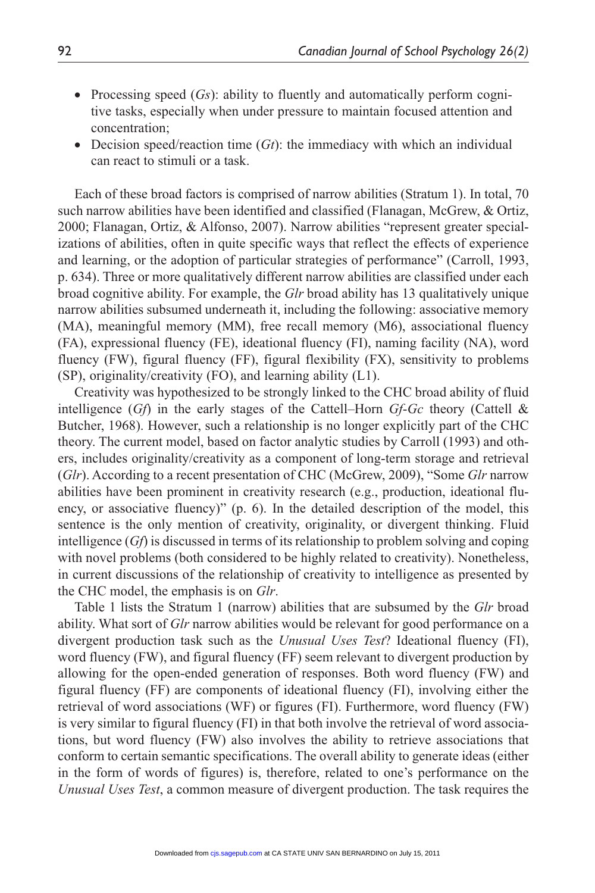- Processing speed (*Gs*): ability to fluently and automatically perform cognitive tasks, especially when under pressure to maintain focused attention and concentration;
- Decision speed/reaction time (*Gt*): the immediacy with which an individual can react to stimuli or a task.

Each of these broad factors is comprised of narrow abilities (Stratum 1). In total, 70 such narrow abilities have been identified and classified (Flanagan, McGrew, & Ortiz, 2000; Flanagan, Ortiz, & Alfonso, 2007). Narrow abilities "represent greater specializations of abilities, often in quite specific ways that reflect the effects of experience and learning, or the adoption of particular strategies of performance" (Carroll, 1993, p. 634). Three or more qualitatively different narrow abilities are classified under each broad cognitive ability. For example, the *Glr* broad ability has 13 qualitatively unique narrow abilities subsumed underneath it, including the following: associative memory (MA), meaningful memory (MM), free recall memory (M6), associational fluency (FA), expressional fluency (FE), ideational fluency (FI), naming facility (NA), word fluency (FW), figural fluency (FF), figural flexibility (FX), sensitivity to problems (SP), originality/creativity (FO), and learning ability (L1).

Creativity was hypothesized to be strongly linked to the CHC broad ability of fluid intelligence (*Gf*) in the early stages of the Cattell–Horn *Gf-Gc* theory (Cattell & Butcher, 1968). However, such a relationship is no longer explicitly part of the CHC theory. The current model, based on factor analytic studies by Carroll (1993) and others, includes originality/creativity as a component of long-term storage and retrieval (*Glr*). According to a recent presentation of CHC (McGrew, 2009), "Some *Glr* narrow abilities have been prominent in creativity research (e.g., production, ideational fluency, or associative fluency)" (p. 6). In the detailed description of the model, this sentence is the only mention of creativity, originality, or divergent thinking. Fluid intelligence (*Gf*) is discussed in terms of its relationship to problem solving and coping with novel problems (both considered to be highly related to creativity). Nonetheless, in current discussions of the relationship of creativity to intelligence as presented by the CHC model, the emphasis is on *Glr*.

Table 1 lists the Stratum 1 (narrow) abilities that are subsumed by the *Glr* broad ability. What sort of *Glr* narrow abilities would be relevant for good performance on a divergent production task such as the *Unusual Uses Test*? Ideational fluency (FI), word fluency (FW), and figural fluency (FF) seem relevant to divergent production by allowing for the open-ended generation of responses. Both word fluency (FW) and figural fluency (FF) are components of ideational fluency (FI), involving either the retrieval of word associations (WF) or figures (FI). Furthermore, word fluency (FW) is very similar to figural fluency (FI) in that both involve the retrieval of word associations, but word fluency (FW) also involves the ability to retrieve associations that conform to certain semantic specifications. The overall ability to generate ideas (either in the form of words of figures) is, therefore, related to one's performance on the *Unusual Uses Test*, a common measure of divergent production. The task requires the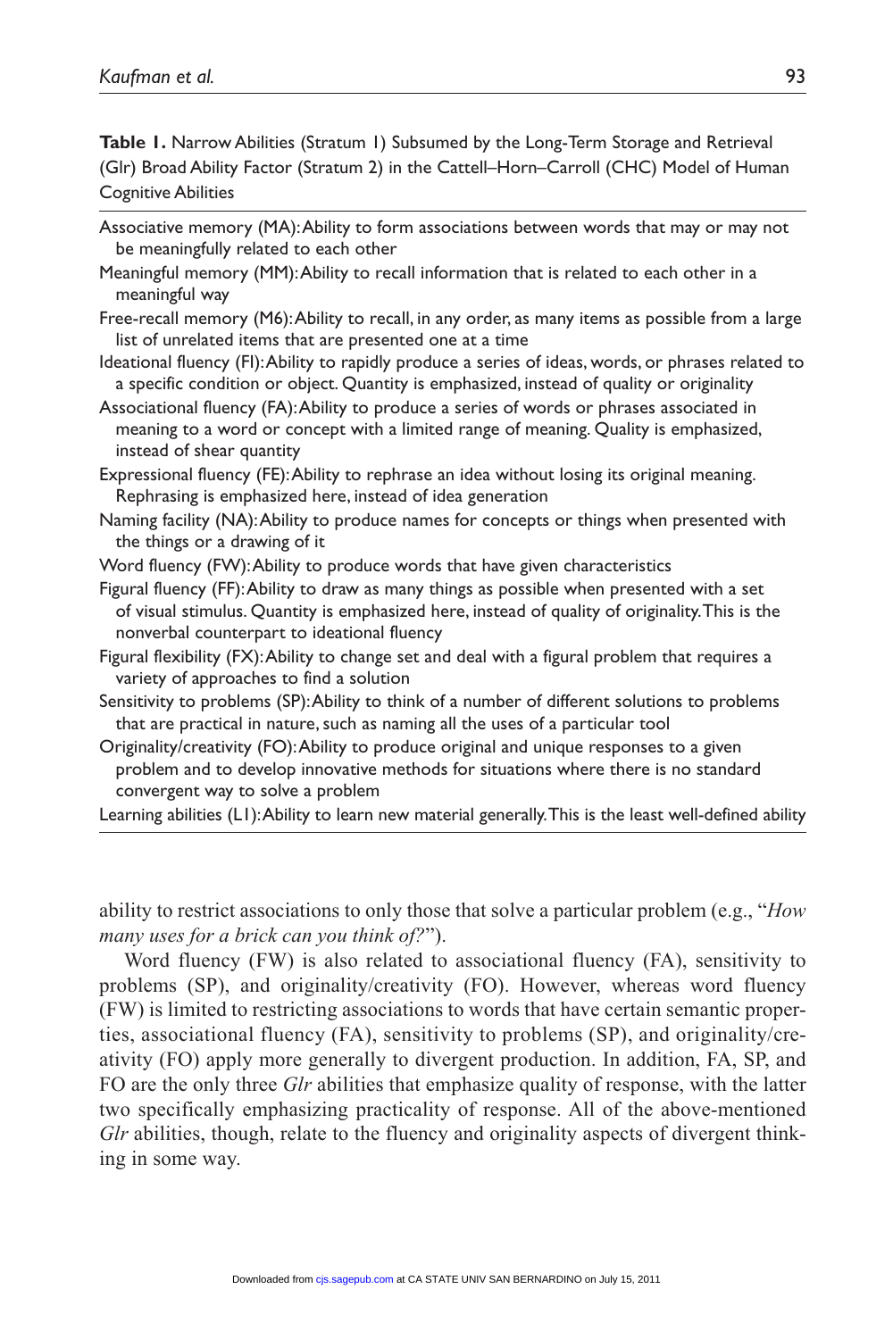**Table 1.** Narrow Abilities (Stratum 1) Subsumed by the Long-Term Storage and Retrieval (Glr) Broad Ability Factor (Stratum 2) in the Cattell–Horn–Carroll (CHC) Model of Human Cognitive Abilities

| |
|---|
| Associative memory (MA): Ability to form associations between words that may or may not be meaningfully related to each other |
| Meaningful memory (MM): Ability to recall information that is related to each other in a meaningful way |
| Free-recall memory (M6): Ability to recall, in any order, as many items as possible from a large list of unrelated items that are presented one at a time |
| Ideational fluency (FI): Ability to rapidly produce a series of ideas, words, or phrases related to a specific condition or object. Quantity is emphasized, instead of quality or originality |
| Associational fluency (FA): Ability to produce a series of words or phrases associated in meaning to a word or concept with a limited range of meaning. Quality is emphasized, instead of shear quantity |
| Expressional fluency (FE): Ability to rephrase an idea without losing its original meaning. Rephrasing is emphasized here, instead of idea generation |
| Naming facility (NA): Ability to produce names for concepts or things when presented with the things or a drawing of it |
| Word fluency (FW): Ability to produce words that have given characteristics |
| Figural fluency (FF): Ability to draw as many things as possible when presented with a set of visual stimulus. Quantity is emphasized here, instead of quality of originality. This is the nonverbal counterpart to ideational fluency |
| Figural flexibility (FX): Ability to change set and deal with a figural problem that requires a variety of approaches to find a solution |
| Sensitivity to problems (SP): Ability to think of a number of different solutions to problems that are practical in nature, such as naming all the uses of a particular tool |
| Originality/creativity (FO): Ability to produce original and unique responses to a given problem and to develop innovative methods for situations where there is no standard convergent way to solve a problem |
| Learning abilities (L1): Ability to learn new material generally. This is the least well-defined ability |

ability to restrict associations to only those that solve a particular problem (e.g., "*How many uses for a brick can you think of?*").

Word fluency (FW) is also related to associational fluency (FA), sensitivity to problems (SP), and originality/creativity (FO). However, whereas word fluency (FW) is limited to restricting associations to words that have certain semantic properties, associational fluency (FA), sensitivity to problems (SP), and originality/creativity (FO) apply more generally to divergent production. In addition, FA, SP, and FO are the only three *Glr* abilities that emphasize quality of response, with the latter two specifically emphasizing practicality of response. All of the above-mentioned *Glr* abilities, though, relate to the fluency and originality aspects of divergent thinking in some way.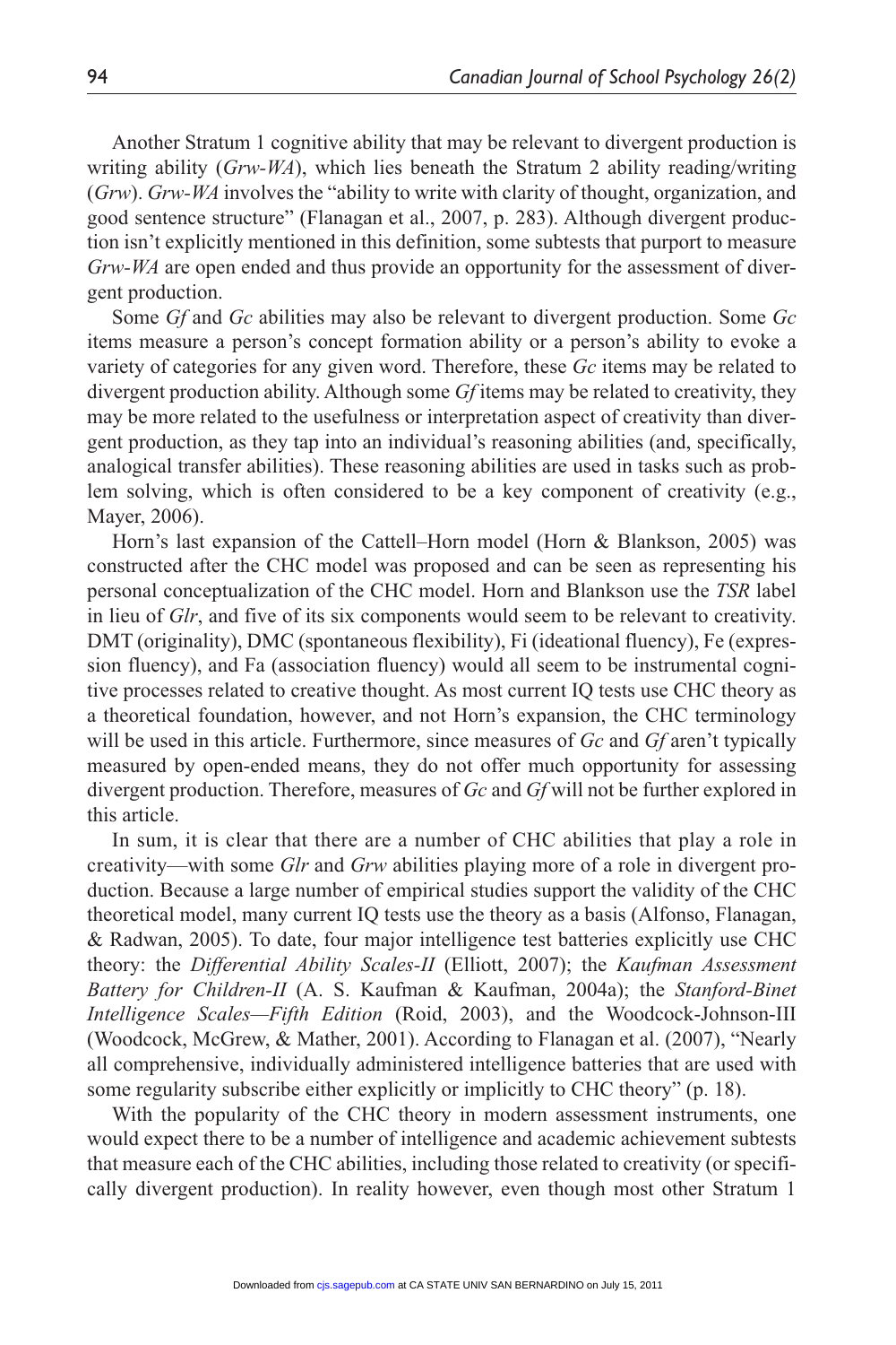Another Stratum 1 cognitive ability that may be relevant to divergent production is writing ability (*Grw-WA*), which lies beneath the Stratum 2 ability reading/writing (*Grw*). *Grw-WA* involves the "ability to write with clarity of thought, organization, and good sentence structure" (Flanagan et al., 2007, p. 283). Although divergent production isn't explicitly mentioned in this definition, some subtests that purport to measure *Grw-WA* are open ended and thus provide an opportunity for the assessment of divergent production.

Some *Gf* and *Gc* abilities may also be relevant to divergent production. Some *Gc* items measure a person's concept formation ability or a person's ability to evoke a variety of categories for any given word. Therefore, these *Gc* items may be related to divergent production ability. Although some *Gf* items may be related to creativity, they may be more related to the usefulness or interpretation aspect of creativity than divergent production, as they tap into an individual's reasoning abilities (and, specifically, analogical transfer abilities). These reasoning abilities are used in tasks such as problem solving, which is often considered to be a key component of creativity (e.g., Mayer, 2006).

Horn's last expansion of the Cattell–Horn model (Horn & Blankson, 2005) was constructed after the CHC model was proposed and can be seen as representing his personal conceptualization of the CHC model. Horn and Blankson use the *TSR* label in lieu of *Glr*, and five of its six components would seem to be relevant to creativity. DMT (originality), DMC (spontaneous flexibility), Fi (ideational fluency), Fe (expression fluency), and Fa (association fluency) would all seem to be instrumental cognitive processes related to creative thought. As most current IQ tests use CHC theory as a theoretical foundation, however, and not Horn's expansion, the CHC terminology will be used in this article. Furthermore, since measures of *Gc* and *Gf* aren't typically measured by open-ended means, they do not offer much opportunity for assessing divergent production. Therefore, measures of *Gc* and *Gf* will not be further explored in this article.

In sum, it is clear that there are a number of CHC abilities that play a role in creativity—with some *Glr* and *Grw* abilities playing more of a role in divergent production. Because a large number of empirical studies support the validity of the CHC theoretical model, many current IQ tests use the theory as a basis (Alfonso, Flanagan, & Radwan, 2005). To date, four major intelligence test batteries explicitly use CHC theory: the *Differential Ability Scales-II* (Elliott, 2007); the *Kaufman Assessment Battery for Children-II* (A. S. Kaufman & Kaufman, 2004a); the *Stanford-Binet Intelligence Scales—Fifth Edition* (Roid, 2003), and the Woodcock-Johnson-III (Woodcock, McGrew, & Mather, 2001). According to Flanagan et al. (2007), "Nearly all comprehensive, individually administered intelligence batteries that are used with some regularity subscribe either explicitly or implicitly to CHC theory" (p. 18).

With the popularity of the CHC theory in modern assessment instruments, one would expect there to be a number of intelligence and academic achievement subtests that measure each of the CHC abilities, including those related to creativity (or specifically divergent production). In reality however, even though most other Stratum 1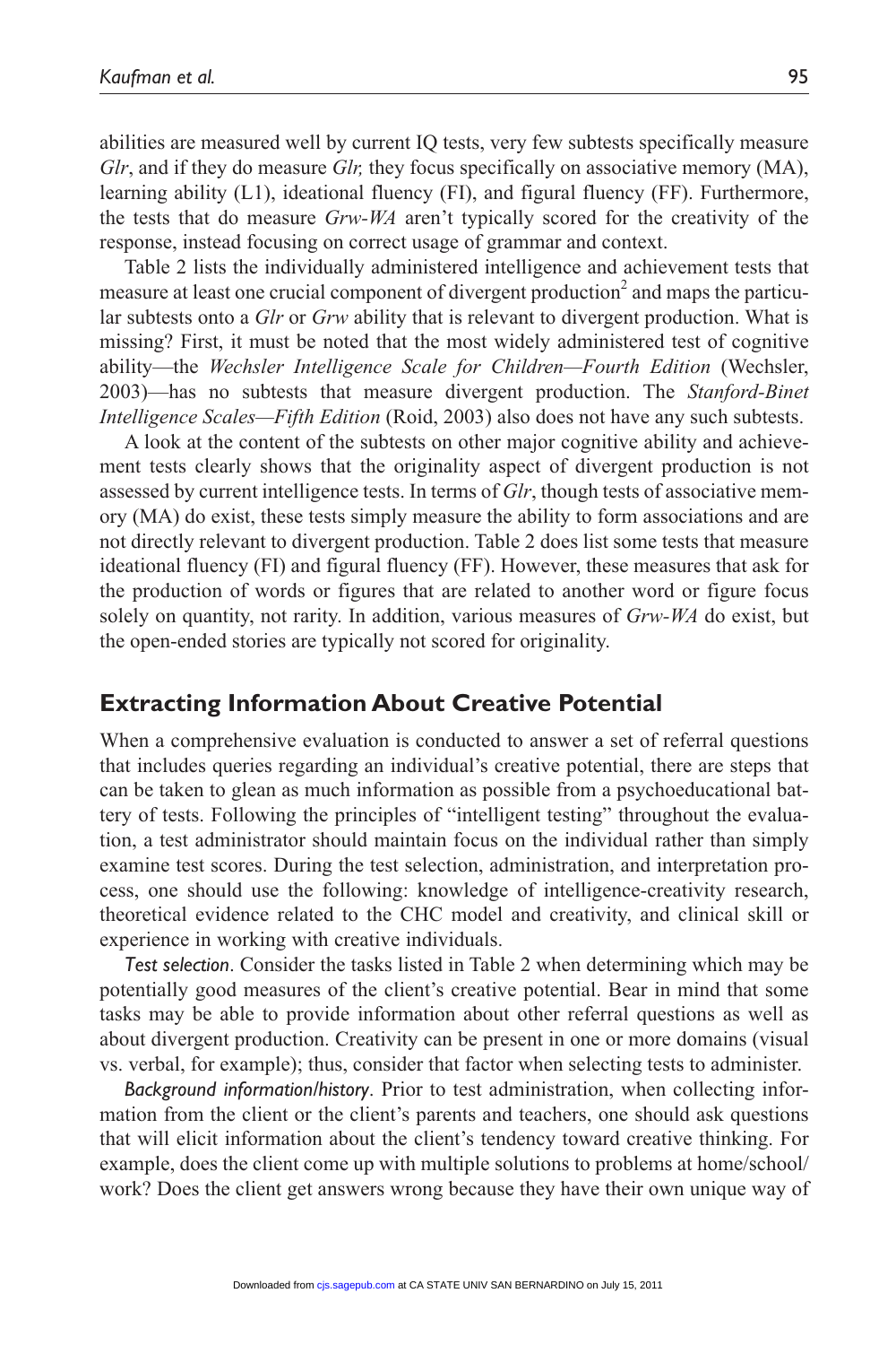abilities are measured well by current IQ tests, very few subtests specifically measure *Glr*, and if they do measure *Glr,* they focus specifically on associative memory (MA), learning ability (L1), ideational fluency (FI), and figural fluency (FF). Furthermore, the tests that do measure *Grw-WA* aren't typically scored for the creativity of the response, instead focusing on correct usage of grammar and context.

Table 2 lists the individually administered intelligence and achievement tests that measure at least one crucial component of divergent production[2] and maps the particular subtests onto a *Glr* or *Grw* ability that is relevant to divergent production. What is missing? First, it must be noted that the most widely administered test of cognitive ability—the *Wechsler Intelligence Scale for Children—Fourth Edition* (Wechsler, 2003)—has no subtests that measure divergent production. The *Stanford-Binet Intelligence Scales—Fifth Edition* (Roid, 2003) also does not have any such subtests.

A look at the content of the subtests on other major cognitive ability and achievement tests clearly shows that the originality aspect of divergent production is not assessed by current intelligence tests. In terms of *Glr*, though tests of associative memory (MA) do exist, these tests simply measure the ability to form associations and are not directly relevant to divergent production. Table 2 does list some tests that measure ideational fluency (FI) and figural fluency (FF). However, these measures that ask for the production of words or figures that are related to another word or figure focus solely on quantity, not rarity. In addition, various measures of *Grw-WA* do exist, but the open-ended stories are typically not scored for originality.

## Extracting Information About Creative Potential

When a comprehensive evaluation is conducted to answer a set of referral questions that includes queries regarding an individual's creative potential, there are steps that can be taken to glean as much information as possible from a psychoeducational battery of tests. Following the principles of "intelligent testing" throughout the evaluation, a test administrator should maintain focus on the individual rather than simply examine test scores. During the test selection, administration, and interpretation process, one should use the following: knowledge of intelligence-creativity research, theoretical evidence related to the CHC model and creativity, and clinical skill or experience in working with creative individuals.

*Test selection*. Consider the tasks listed in Table 2 when determining which may be potentially good measures of the client's creative potential. Bear in mind that some tasks may be able to provide information about other referral questions as well as about divergent production. Creativity can be present in one or more domains (visual vs. verbal, for example); thus, consider that factor when selecting tests to administer.

*Background information/history*. Prior to test administration, when collecting information from the client or the client's parents and teachers, one should ask questions that will elicit information about the client's tendency toward creative thinking. For example, does the client come up with multiple solutions to problems at home/school/work? Does the client get answers wrong because they have their own unique way of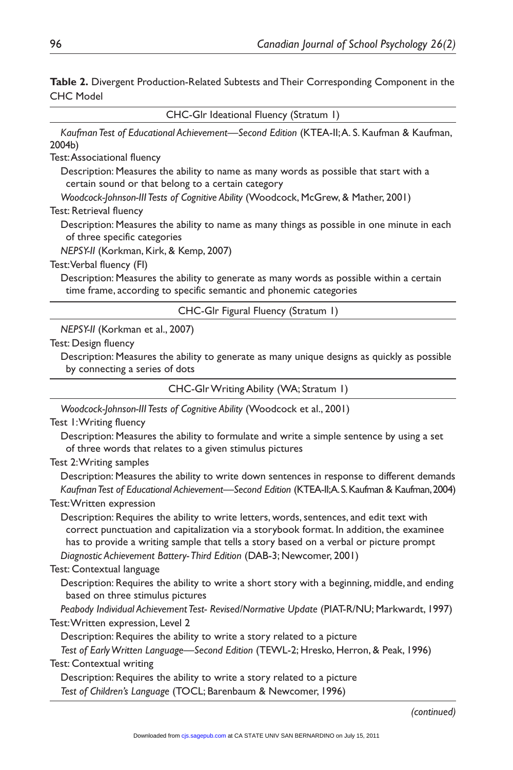**Table 2.** Divergent Production-Related Subtests and Their Corresponding Component in the CHC Model

| CHC-Glr Ideational Fluency (Stratum 1) |
|---|
| *Kaufman Test of Educational Achievement—Second Edition* (KTEA-II; A. S. Kaufman & Kaufman, 2004b) |
| Test: Associational fluency |
| Description: Measures the ability to name as many words as possible that start with a certain sound or that belong to a certain category |
| *Woodcock-Johnson-III Tests of Cognitive Ability* (Woodcock, McGrew, & Mather, 2001) |
| Test: Retrieval fluency |
| Description: Measures the ability to name as many things as possible in one minute in each of three specific categories |
| *NEPSY-II* (Korkman, Kirk, & Kemp, 2007) |
| Test: Verbal fluency (FI) |
| Description: Measures the ability to generate as many words as possible within a certain time frame, according to specific semantic and phonemic categories |
| **CHC-Glr Figural Fluency (Stratum 1)** |
| *NEPSY-II* (Korkman et al., 2007) |
| Test: Design fluency |
| Description: Measures the ability to generate as many unique designs as quickly as possible by connecting a series of dots |
| **CHC-Glr Writing Ability (WA; Stratum 1)** |
| *Woodcock-Johnson-III Tests of Cognitive Ability* (Woodcock et al., 2001) |
| Test 1: Writing fluency |
| Description: Measures the ability to formulate and write a simple sentence by using a set of three words that relates to a given stimulus pictures |
| Test 2: Writing samples |
| Description: Measures the ability to write down sentences in response to different demands |
| *Kaufman Test of Educational Achievement—Second Edition* (KTEA-II; A. S. Kaufman & Kaufman, 2004) |
| Test: Written expression |
| Description: Requires the ability to write letters, words, sentences, and edit text with correct punctuation and capitalization via a storybook format. In addition, the examinee has to provide a writing sample that tells a story based on a verbal or picture prompt |
| *Diagnostic Achievement Battery-Third Edition* (DAB-3; Newcomer, 2001) |
| Test: Contextual language |
| Description: Requires the ability to write a short story with a beginning, middle, and ending based on three stimulus pictures |
| *Peabody Individual Achievement Test- Revised/Normative Update* (PIAT-R/NU; Markwardt, 1997) |
| Test: Written expression, Level 2 |
| Description: Requires the ability to write a story related to a picture |
| *Test of Early Written Language—Second Edition* (TEWL-2; Hresko, Herron, & Peak, 1996) |
| Test: Contextual writing |
| Description: Requires the ability to write a story related to a picture |
| *Test of Children's Language* (TOCL; Barenbaum & Newcomer, 1996) |

*(continued)*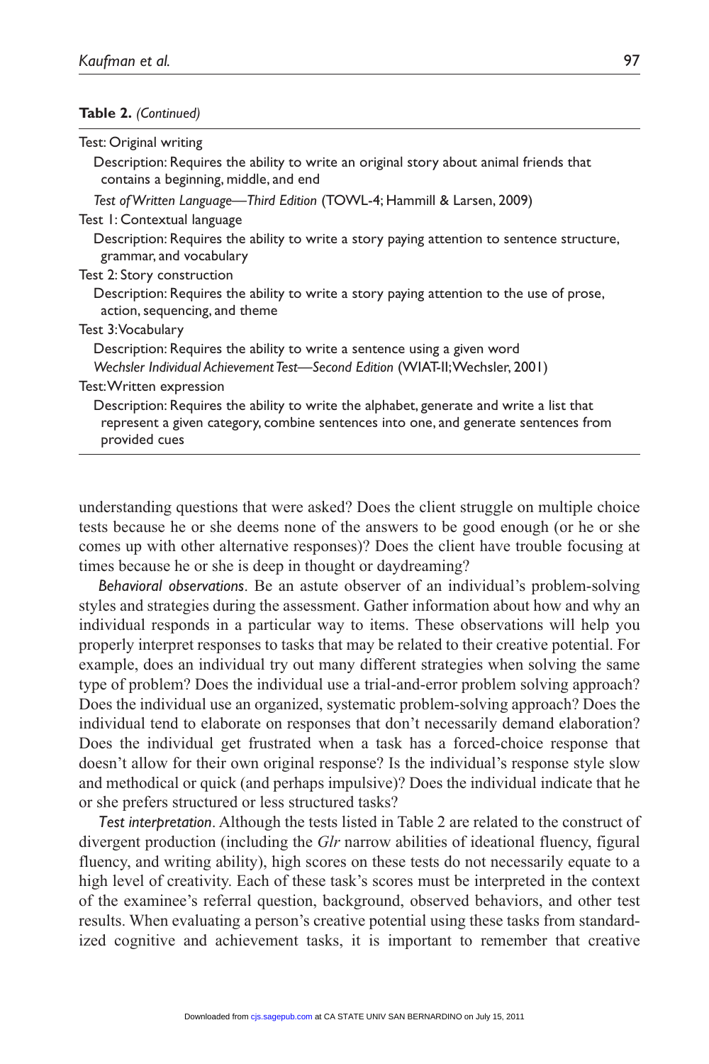**Table 2.** *(Continued)*

| |
|---|
| Test: Original writing |
| Description: Requires the ability to write an original story about animal friends that contains a beginning, middle, and end |
| *Test of Written Language—Third Edition* (TOWL-4; Hammill & Larsen, 2009) |
| Test 1: Contextual language |
| Description: Requires the ability to write a story paying attention to sentence structure, grammar, and vocabulary |
| Test 2: Story construction |
| Description: Requires the ability to write a story paying attention to the use of prose, action, sequencing, and theme |
| Test 3: Vocabulary |
| Description: Requires the ability to write a sentence using a given word |
| *Wechsler Individual Achievement Test—Second Edition* (WIAT-II; Wechsler, 2001) |
| Test: Written expression |
| Description: Requires the ability to write the alphabet, generate and write a list that represent a given category, combine sentences into one, and generate sentences from provided cues |

understanding questions that were asked? Does the client struggle on multiple choice tests because he or she deems none of the answers to be good enough (or he or she comes up with other alternative responses)? Does the client have trouble focusing at times because he or she is deep in thought or daydreaming?

*Behavioral observations*. Be an astute observer of an individual's problem-solving styles and strategies during the assessment. Gather information about how and why an individual responds in a particular way to items. These observations will help you properly interpret responses to tasks that may be related to their creative potential. For example, does an individual try out many different strategies when solving the same type of problem? Does the individual use a trial-and-error problem solving approach? Does the individual use an organized, systematic problem-solving approach? Does the individual tend to elaborate on responses that don't necessarily demand elaboration? Does the individual get frustrated when a task has a forced-choice response that doesn't allow for their own original response? Is the individual's response style slow and methodical or quick (and perhaps impulsive)? Does the individual indicate that he or she prefers structured or less structured tasks?

*Test interpretation*. Although the tests listed in Table 2 are related to the construct of divergent production (including the *Glr* narrow abilities of ideational fluency, figural fluency, and writing ability), high scores on these tests do not necessarily equate to a high level of creativity. Each of these task's scores must be interpreted in the context of the examinee's referral question, background, observed behaviors, and other test results. When evaluating a person's creative potential using these tasks from standardized cognitive and achievement tasks, it is important to remember that creative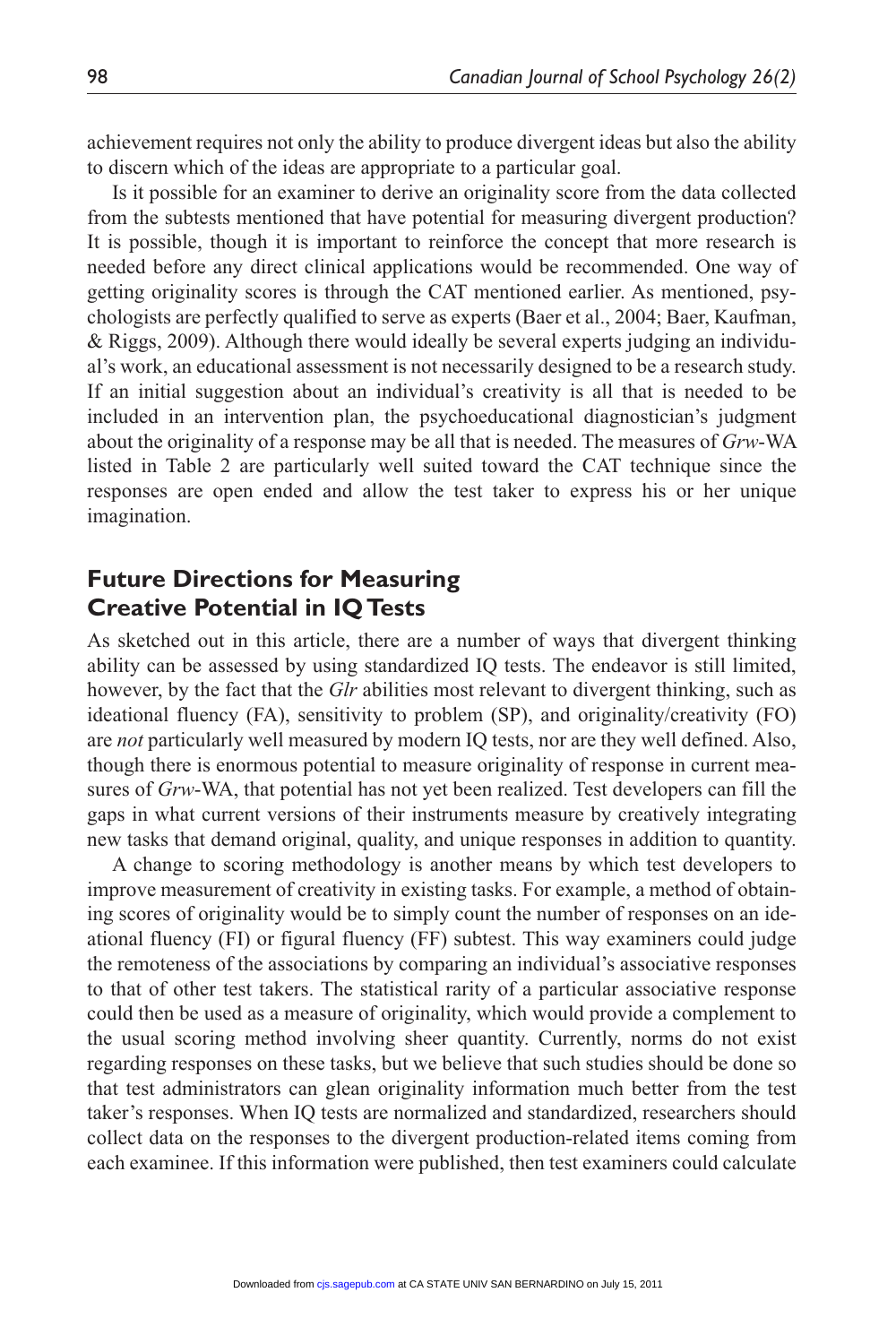achievement requires not only the ability to produce divergent ideas but also the ability to discern which of the ideas are appropriate to a particular goal.

Is it possible for an examiner to derive an originality score from the data collected from the subtests mentioned that have potential for measuring divergent production? It is possible, though it is important to reinforce the concept that more research is needed before any direct clinical applications would be recommended. One way of getting originality scores is through the CAT mentioned earlier. As mentioned, psychologists are perfectly qualified to serve as experts (Baer et al., 2004; Baer, Kaufman, & Riggs, 2009). Although there would ideally be several experts judging an individual's work, an educational assessment is not necessarily designed to be a research study. If an initial suggestion about an individual's creativity is all that is needed to be included in an intervention plan, the psychoeducational diagnostician's judgment about the originality of a response may be all that is needed. The measures of *Grw*-WA listed in Table 2 are particularly well suited toward the CAT technique since the responses are open ended and allow the test taker to express his or her unique imagination.

## Future Directions for Measuring Creative Potential in IQ Tests

As sketched out in this article, there are a number of ways that divergent thinking ability can be assessed by using standardized IQ tests. The endeavor is still limited, however, by the fact that the *Glr* abilities most relevant to divergent thinking, such as ideational fluency (FA), sensitivity to problem (SP), and originality/creativity (FO) are *not* particularly well measured by modern IQ tests, nor are they well defined. Also, though there is enormous potential to measure originality of response in current measures of *Grw*-WA, that potential has not yet been realized. Test developers can fill the gaps in what current versions of their instruments measure by creatively integrating new tasks that demand original, quality, and unique responses in addition to quantity.

A change to scoring methodology is another means by which test developers to improve measurement of creativity in existing tasks. For example, a method of obtaining scores of originality would be to simply count the number of responses on an ideational fluency (FI) or figural fluency (FF) subtest. This way examiners could judge the remoteness of the associations by comparing an individual's associative responses to that of other test takers. The statistical rarity of a particular associative response could then be used as a measure of originality, which would provide a complement to the usual scoring method involving sheer quantity. Currently, norms do not exist regarding responses on these tasks, but we believe that such studies should be done so that test administrators can glean originality information much better from the test taker's responses. When IQ tests are normalized and standardized, researchers should collect data on the responses to the divergent production-related items coming from each examinee. If this information were published, then test examiners could calculate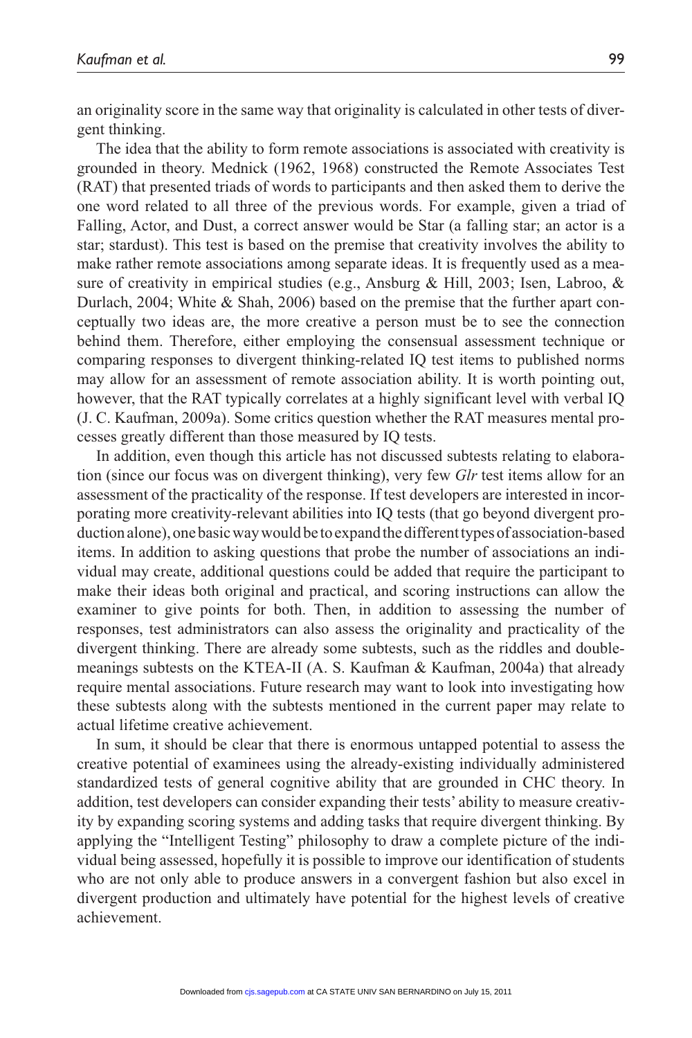an originality score in the same way that originality is calculated in other tests of divergent thinking.

The idea that the ability to form remote associations is associated with creativity is grounded in theory. Mednick (1962, 1968) constructed the Remote Associates Test (RAT) that presented triads of words to participants and then asked them to derive the one word related to all three of the previous words. For example, given a triad of Falling, Actor, and Dust, a correct answer would be Star (a falling star; an actor is a star; stardust). This test is based on the premise that creativity involves the ability to make rather remote associations among separate ideas. It is frequently used as a measure of creativity in empirical studies (e.g., Ansburg & Hill, 2003; Isen, Labroo, & Durlach, 2004; White & Shah, 2006) based on the premise that the further apart conceptually two ideas are, the more creative a person must be to see the connection behind them. Therefore, either employing the consensual assessment technique or comparing responses to divergent thinking-related IQ test items to published norms may allow for an assessment of remote association ability. It is worth pointing out, however, that the RAT typically correlates at a highly significant level with verbal IQ (J. C. Kaufman, 2009a). Some critics question whether the RAT measures mental processes greatly different than those measured by IQ tests.

In addition, even though this article has not discussed subtests relating to elaboration (since our focus was on divergent thinking), very few *Glr* test items allow for an assessment of the practicality of the response. If test developers are interested in incorporating more creativity-relevant abilities into IQ tests (that go beyond divergent production alone), one basic way would be to expand the different types of association-based items. In addition to asking questions that probe the number of associations an individual may create, additional questions could be added that require the participant to make their ideas both original and practical, and scoring instructions can allow the examiner to give points for both. Then, in addition to assessing the number of responses, test administrators can also assess the originality and practicality of the divergent thinking. There are already some subtests, such as the riddles and double-meanings subtests on the KTEA-II (A. S. Kaufman & Kaufman, 2004a) that already require mental associations. Future research may want to look into investigating how these subtests along with the subtests mentioned in the current paper may relate to actual lifetime creative achievement.

In sum, it should be clear that there is enormous untapped potential to assess the creative potential of examinees using the already-existing individually administered standardized tests of general cognitive ability that are grounded in CHC theory. In addition, test developers can consider expanding their tests' ability to measure creativity by expanding scoring systems and adding tasks that require divergent thinking. By applying the "Intelligent Testing" philosophy to draw a complete picture of the individual being assessed, hopefully it is possible to improve our identification of students who are not only able to produce answers in a convergent fashion but also excel in divergent production and ultimately have potential for the highest levels of creative achievement.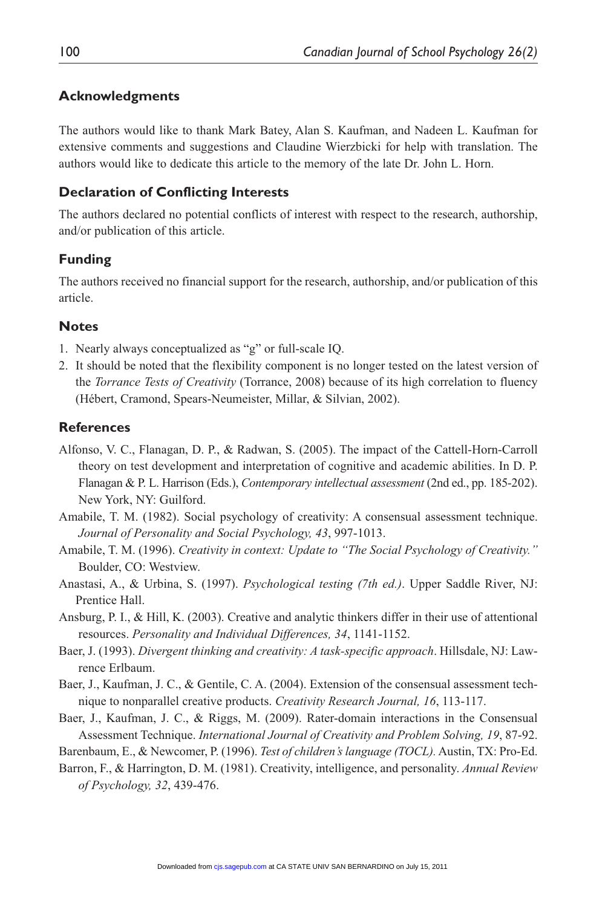## Acknowledgments

The authors would like to thank Mark Batey, Alan S. Kaufman, and Nadeen L. Kaufman for extensive comments and suggestions and Claudine Wierzbicki for help with translation. The authors would like to dedicate this article to the memory of the late Dr. John L. Horn.

## Declaration of Conflicting Interests

The authors declared no potential conflicts of interest with respect to the research, authorship, and/or publication of this article.

## Funding

The authors received no financial support for the research, authorship, and/or publication of this article.

## Notes

1. Nearly always conceptualized as "g" or full-scale IQ.
2. It should be noted that the flexibility component is no longer tested on the latest version of the *Torrance Tests of Creativity* (Torrance, 2008) because of its high correlation to fluency (Hébert, Cramond, Spears-Neumeister, Millar, & Silvian, 2002).

## References

Alfonso, V. C., Flanagan, D. P., & Radwan, S. (2005). The impact of the Cattell-Horn-Carroll theory on test development and interpretation of cognitive and academic abilities. In D. P. Flanagan & P. L. Harrison (Eds.), *Contemporary intellectual assessment* (2nd ed., pp. 185-202). New York, NY: Guilford.

Amabile, T. M. (1982). Social psychology of creativity: A consensual assessment technique. *Journal of Personality and Social Psychology, 43*, 997-1013.

Amabile, T. M. (1996). *Creativity in context: Update to "The Social Psychology of Creativity."* Boulder, CO: Westview.

Anastasi, A., & Urbina, S. (1997). *Psychological testing (7th ed.)*. Upper Saddle River, NJ: Prentice Hall.

Ansburg, P. I., & Hill, K. (2003). Creative and analytic thinkers differ in their use of attentional resources. *Personality and Individual Differences, 34*, 1141-1152.

Baer, J. (1993). *Divergent thinking and creativity: A task-specific approach*. Hillsdale, NJ: Lawrence Erlbaum.

Baer, J., Kaufman, J. C., & Gentile, C. A. (2004). Extension of the consensual assessment technique to nonparallel creative products. *Creativity Research Journal, 16*, 113-117.

Baer, J., Kaufman, J. C., & Riggs, M. (2009). Rater-domain interactions in the Consensual Assessment Technique. *International Journal of Creativity and Problem Solving, 19*, 87-92.

Barenbaum, E., & Newcomer, P. (1996). *Test of children's language (TOCL).* Austin, TX: Pro-Ed.

Barron, F., & Harrington, D. M. (1981). Creativity, intelligence, and personality. *Annual Review of Psychology, 32*, 439-476.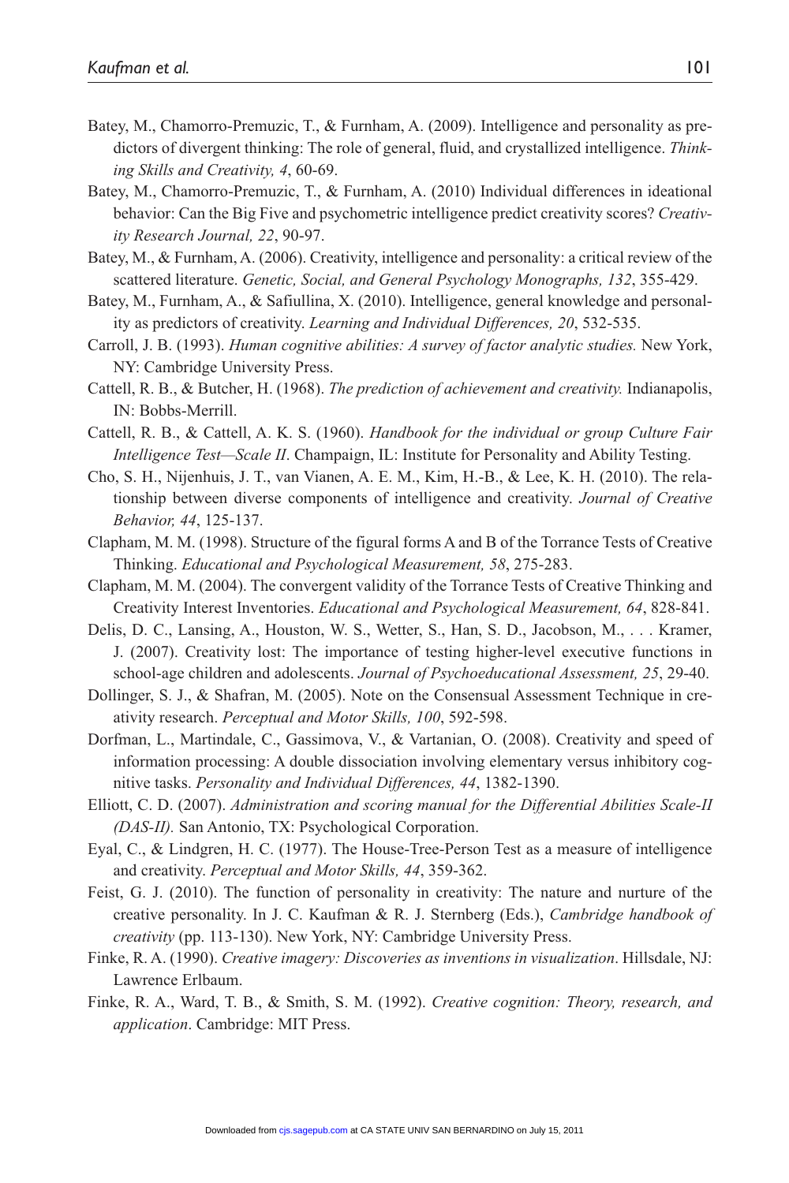Batey, M., Chamorro-Premuzic, T., & Furnham, A. (2009). Intelligence and personality as predictors of divergent thinking: The role of general, fluid, and crystallized intelligence. *Thinking Skills and Creativity, 4*, 60-69.

Batey, M., Chamorro-Premuzic, T., & Furnham, A. (2010) Individual differences in ideational behavior: Can the Big Five and psychometric intelligence predict creativity scores? *Creativity Research Journal, 22*, 90-97.

Batey, M., & Furnham, A. (2006). Creativity, intelligence and personality: a critical review of the scattered literature. *Genetic, Social, and General Psychology Monographs, 132*, 355-429.

Batey, M., Furnham, A., & Safiullina, X. (2010). Intelligence, general knowledge and personality as predictors of creativity. *Learning and Individual Differences, 20*, 532-535.

Carroll, J. B. (1993). *Human cognitive abilities: A survey of factor analytic studies.* New York, NY: Cambridge University Press.

Cattell, R. B., & Butcher, H. (1968). *The prediction of achievement and creativity.* Indianapolis, IN: Bobbs-Merrill.

Cattell, R. B., & Cattell, A. K. S. (1960). *Handbook for the individual or group Culture Fair Intelligence Test—Scale II*. Champaign, IL: Institute for Personality and Ability Testing.

Cho, S. H., Nijenhuis, J. T., van Vianen, A. E. M., Kim, H.-B., & Lee, K. H. (2010). The relationship between diverse components of intelligence and creativity. *Journal of Creative Behavior, 44*, 125-137.

Clapham, M. M. (1998). Structure of the figural forms A and B of the Torrance Tests of Creative Thinking. *Educational and Psychological Measurement, 58*, 275-283.

Clapham, M. M. (2004). The convergent validity of the Torrance Tests of Creative Thinking and Creativity Interest Inventories. *Educational and Psychological Measurement, 64*, 828-841.

Delis, D. C., Lansing, A., Houston, W. S., Wetter, S., Han, S. D., Jacobson, M., . . . Kramer, J. (2007). Creativity lost: The importance of testing higher-level executive functions in school-age children and adolescents. *Journal of Psychoeducational Assessment, 25*, 29-40.

Dollinger, S. J., & Shafran, M. (2005). Note on the Consensual Assessment Technique in creativity research. *Perceptual and Motor Skills, 100*, 592-598.

Dorfman, L., Martindale, C., Gassimova, V., & Vartanian, O. (2008). Creativity and speed of information processing: A double dissociation involving elementary versus inhibitory cognitive tasks. *Personality and Individual Differences, 44*, 1382-1390.

Elliott, C. D. (2007). *Administration and scoring manual for the Differential Abilities Scale-II (DAS-II).* San Antonio, TX: Psychological Corporation.

Eyal, C., & Lindgren, H. C. (1977). The House-Tree-Person Test as a measure of intelligence and creativity. *Perceptual and Motor Skills, 44*, 359-362.

Feist, G. J. (2010). The function of personality in creativity: The nature and nurture of the creative personality. In J. C. Kaufman & R. J. Sternberg (Eds.), *Cambridge handbook of creativity* (pp. 113-130). New York, NY: Cambridge University Press.

Finke, R. A. (1990). *Creative imagery: Discoveries as inventions in visualization*. Hillsdale, NJ: Lawrence Erlbaum.

Finke, R. A., Ward, T. B., & Smith, S. M. (1992). *Creative cognition: Theory, research, and application*. Cambridge: MIT Press.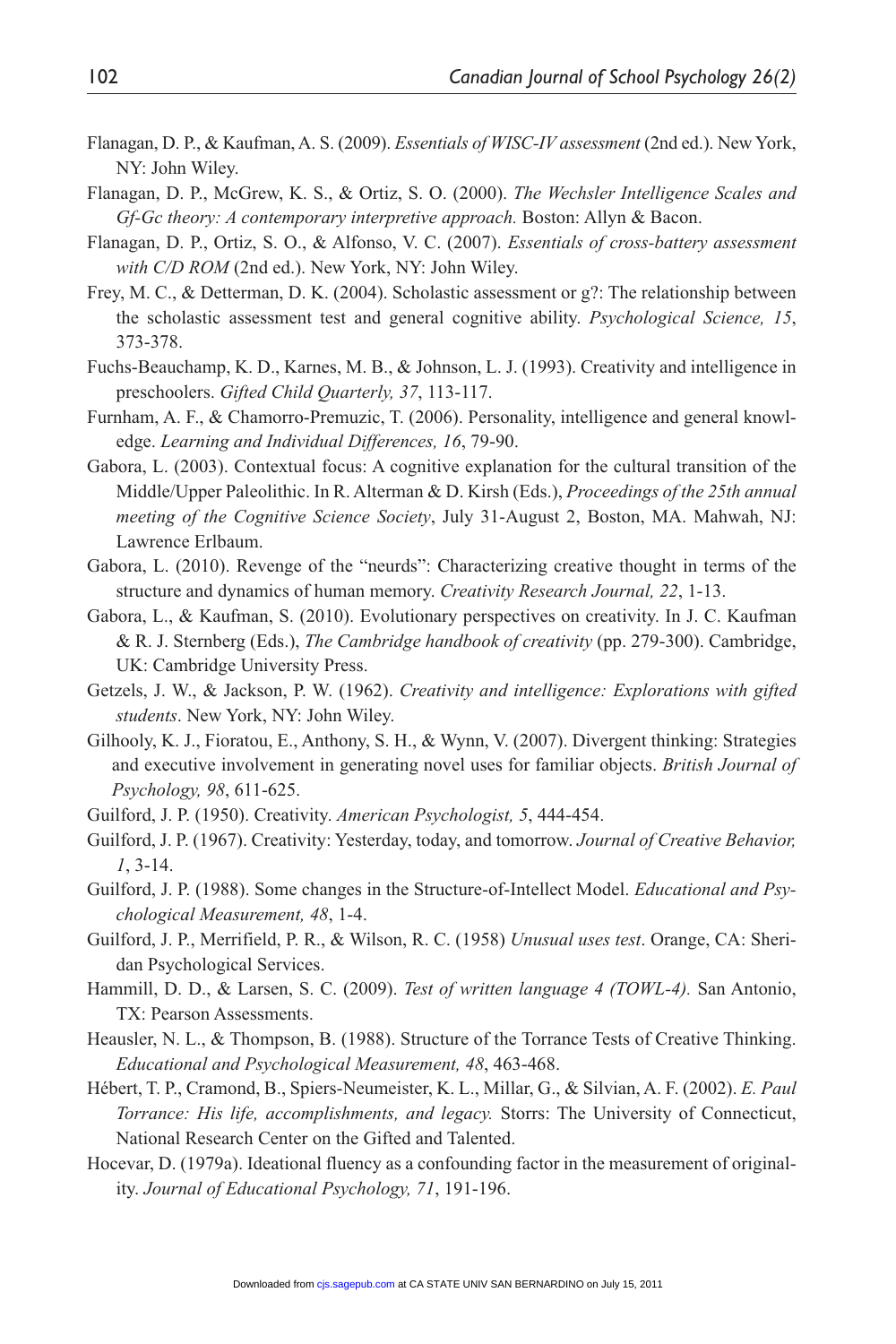Flanagan, D. P., & Kaufman, A. S. (2009). *Essentials of WISC-IV assessment* (2nd ed.). New York, NY: John Wiley.

Flanagan, D. P., McGrew, K. S., & Ortiz, S. O. (2000). *The Wechsler Intelligence Scales and Gf-Gc theory: A contemporary interpretive approach.* Boston: Allyn & Bacon.

Flanagan, D. P., Ortiz, S. O., & Alfonso, V. C. (2007). *Essentials of cross-battery assessment with C/D ROM* (2nd ed.). New York, NY: John Wiley.

Frey, M. C., & Detterman, D. K. (2004). Scholastic assessment or g?: The relationship between the scholastic assessment test and general cognitive ability. *Psychological Science, 15*, 373-378.

Fuchs-Beauchamp, K. D., Karnes, M. B., & Johnson, L. J. (1993). Creativity and intelligence in preschoolers. *Gifted Child Quarterly, 37*, 113-117.

Furnham, A. F., & Chamorro-Premuzic, T. (2006). Personality, intelligence and general knowledge. *Learning and Individual Differences, 16*, 79-90.

Gabora, L. (2003). Contextual focus: A cognitive explanation for the cultural transition of the Middle/Upper Paleolithic. In R. Alterman & D. Kirsh (Eds.), *Proceedings of the 25th annual meeting of the Cognitive Science Society*, July 31-August 2, Boston, MA. Mahwah, NJ: Lawrence Erlbaum.

Gabora, L. (2010). Revenge of the "neurds": Characterizing creative thought in terms of the structure and dynamics of human memory. *Creativity Research Journal, 22*, 1-13.

Gabora, L., & Kaufman, S. (2010). Evolutionary perspectives on creativity. In J. C. Kaufman & R. J. Sternberg (Eds.), *The Cambridge handbook of creativity* (pp. 279-300). Cambridge, UK: Cambridge University Press.

Getzels, J. W., & Jackson, P. W. (1962). *Creativity and intelligence: Explorations with gifted students*. New York, NY: John Wiley.

Gilhooly, K. J., Fioratou, E., Anthony, S. H., & Wynn, V. (2007). Divergent thinking: Strategies and executive involvement in generating novel uses for familiar objects. *British Journal of Psychology, 98*, 611-625.

Guilford, J. P. (1950). Creativity. *American Psychologist, 5*, 444-454.

Guilford, J. P. (1967). Creativity: Yesterday, today, and tomorrow. *Journal of Creative Behavior, 1*, 3-14.

Guilford, J. P. (1988). Some changes in the Structure-of-Intellect Model. *Educational and Psychological Measurement, 48*, 1-4.

Guilford, J. P., Merrifield, P. R., & Wilson, R. C. (1958) *Unusual uses test*. Orange, CA: Sheridan Psychological Services.

Hammill, D. D., & Larsen, S. C. (2009). *Test of written language 4 (TOWL-4).* San Antonio, TX: Pearson Assessments.

Heausler, N. L., & Thompson, B. (1988). Structure of the Torrance Tests of Creative Thinking. *Educational and Psychological Measurement, 48*, 463-468.

Hébert, T. P., Cramond, B., Spiers-Neumeister, K. L., Millar, G., & Silvian, A. F. (2002). *E. Paul Torrance: His life, accomplishments, and legacy.* Storrs: The University of Connecticut, National Research Center on the Gifted and Talented.

Hocevar, D. (1979a). Ideational fluency as a confounding factor in the measurement of originality. *Journal of Educational Psychology, 71*, 191-196.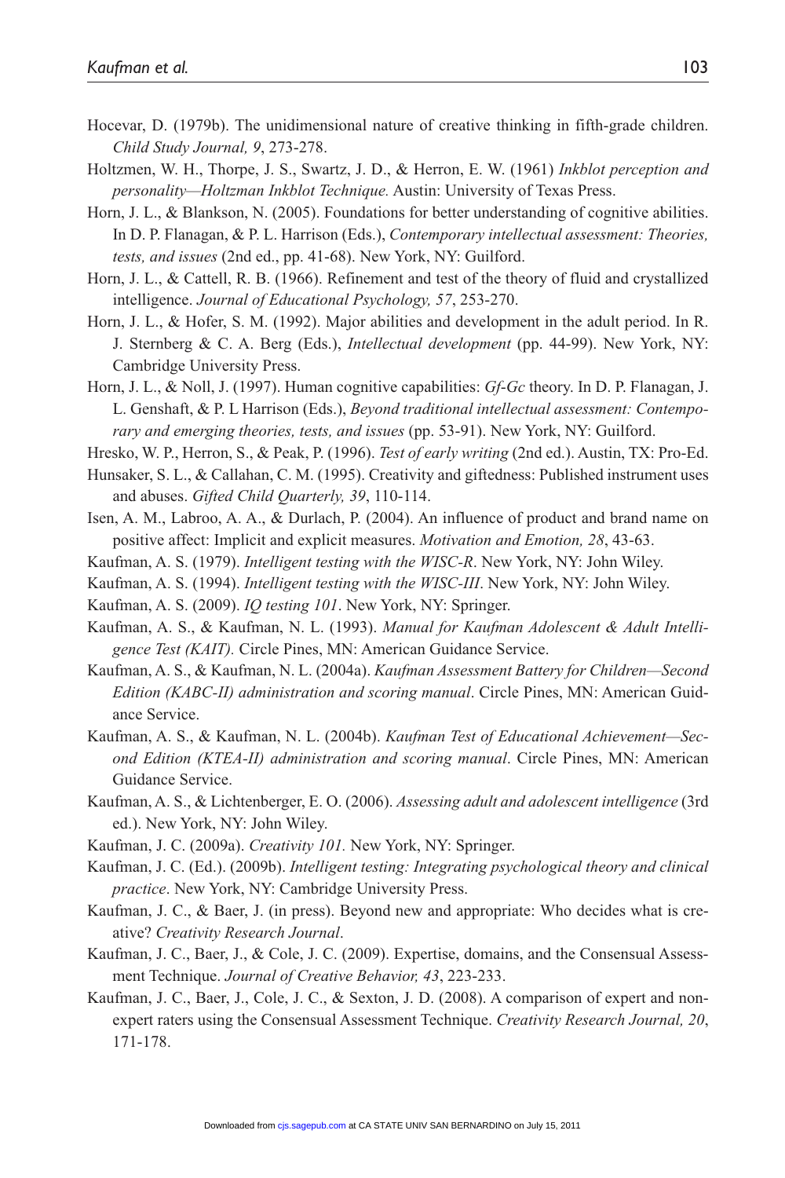Hocevar, D. (1979b). The unidimensional nature of creative thinking in fifth-grade children. *Child Study Journal, 9*, 273-278.

Holtzmen, W. H., Thorpe, J. S., Swartz, J. D., & Herron, E. W. (1961) *Inkblot perception and personality—Holtzman Inkblot Technique.* Austin: University of Texas Press.

Horn, J. L., & Blankson, N. (2005). Foundations for better understanding of cognitive abilities. In D. P. Flanagan, & P. L. Harrison (Eds.), *Contemporary intellectual assessment: Theories, tests, and issues* (2nd ed., pp. 41-68). New York, NY: Guilford.

Horn, J. L., & Cattell, R. B. (1966). Refinement and test of the theory of fluid and crystallized intelligence. *Journal of Educational Psychology, 57*, 253-270.

Horn, J. L., & Hofer, S. M. (1992). Major abilities and development in the adult period. In R. J. Sternberg & C. A. Berg (Eds.), *Intellectual development* (pp. 44-99). New York, NY: Cambridge University Press.

Horn, J. L., & Noll, J. (1997). Human cognitive capabilities: *Gf-Gc* theory. In D. P. Flanagan, J. L. Genshaft, & P. L Harrison (Eds.), *Beyond traditional intellectual assessment: Contemporary and emerging theories, tests, and issues* (pp. 53-91). New York, NY: Guilford.

Hresko, W. P., Herron, S., & Peak, P. (1996). *Test of early writing* (2nd ed.). Austin, TX: Pro-Ed.

Hunsaker, S. L., & Callahan, C. M. (1995). Creativity and giftedness: Published instrument uses and abuses. *Gifted Child Quarterly, 39*, 110-114.

Isen, A. M., Labroo, A. A., & Durlach, P. (2004). An influence of product and brand name on positive affect: Implicit and explicit measures. *Motivation and Emotion, 28*, 43-63.

Kaufman, A. S. (1979). *Intelligent testing with the WISC-R*. New York, NY: John Wiley.

Kaufman, A. S. (1994). *Intelligent testing with the WISC-III*. New York, NY: John Wiley.

Kaufman, A. S. (2009). *IQ testing 101*. New York, NY: Springer.

Kaufman, A. S., & Kaufman, N. L. (1993). *Manual for Kaufman Adolescent & Adult Intelligence Test (KAIT).* Circle Pines, MN: American Guidance Service.

Kaufman, A. S., & Kaufman, N. L. (2004a). *Kaufman Assessment Battery for Children—Second Edition (KABC-II) administration and scoring manual*. Circle Pines, MN: American Guidance Service.

Kaufman, A. S., & Kaufman, N. L. (2004b). *Kaufman Test of Educational Achievement—Second Edition (KTEA-II) administration and scoring manual*. Circle Pines, MN: American Guidance Service.

Kaufman, A. S., & Lichtenberger, E. O. (2006). *Assessing adult and adolescent intelligence* (3rd ed.). New York, NY: John Wiley.

Kaufman, J. C. (2009a). *Creativity 101.* New York, NY: Springer.

Kaufman, J. C. (Ed.). (2009b). *Intelligent testing: Integrating psychological theory and clinical practice*. New York, NY: Cambridge University Press.

Kaufman, J. C., & Baer, J. (in press). Beyond new and appropriate: Who decides what is creative? *Creativity Research Journal*.

Kaufman, J. C., Baer, J., & Cole, J. C. (2009). Expertise, domains, and the Consensual Assessment Technique. *Journal of Creative Behavior, 43*, 223-233.

Kaufman, J. C., Baer, J., Cole, J. C., & Sexton, J. D. (2008). A comparison of expert and nonexpert raters using the Consensual Assessment Technique. *Creativity Research Journal, 20*, 171-178.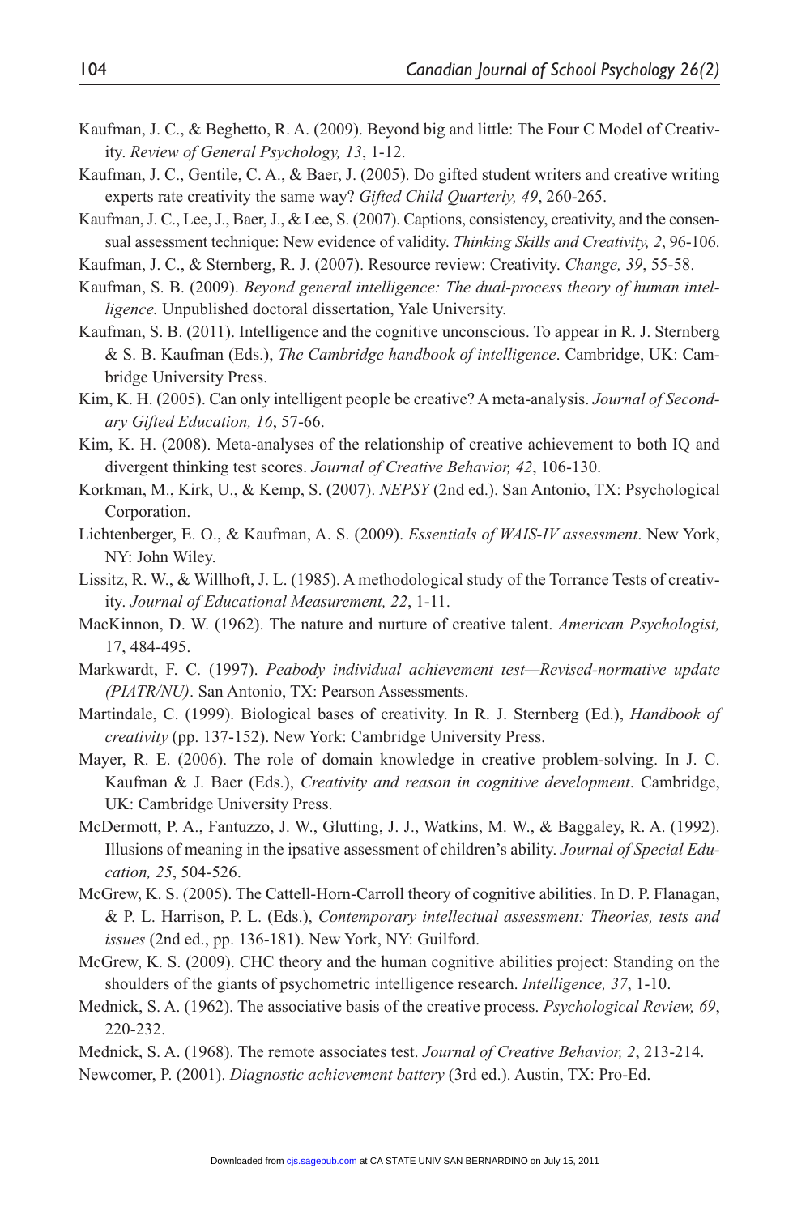Kaufman, J. C., & Beghetto, R. A. (2009). Beyond big and little: The Four C Model of Creativity. *Review of General Psychology, 13*, 1-12.

Kaufman, J. C., Gentile, C. A., & Baer, J. (2005). Do gifted student writers and creative writing experts rate creativity the same way? *Gifted Child Quarterly, 49*, 260-265.

Kaufman, J. C., Lee, J., Baer, J., & Lee, S. (2007). Captions, consistency, creativity, and the consensual assessment technique: New evidence of validity. *Thinking Skills and Creativity, 2*, 96-106.

Kaufman, J. C., & Sternberg, R. J. (2007). Resource review: Creativity. *Change, 39*, 55-58.

Kaufman, S. B. (2009). *Beyond general intelligence: The dual-process theory of human intelligence.* Unpublished doctoral dissertation, Yale University.

Kaufman, S. B. (2011). Intelligence and the cognitive unconscious. To appear in R. J. Sternberg & S. B. Kaufman (Eds.), *The Cambridge handbook of intelligence*. Cambridge, UK: Cambridge University Press.

Kim, K. H. (2005). Can only intelligent people be creative? A meta-analysis. *Journal of Secondary Gifted Education, 16*, 57-66.

Kim, K. H. (2008). Meta-analyses of the relationship of creative achievement to both IQ and divergent thinking test scores. *Journal of Creative Behavior, 42*, 106-130.

Korkman, M., Kirk, U., & Kemp, S. (2007). *NEPSY* (2nd ed.). San Antonio, TX: Psychological Corporation.

Lichtenberger, E. O., & Kaufman, A. S. (2009). *Essentials of WAIS-IV assessment*. New York, NY: John Wiley.

Lissitz, R. W., & Willhoft, J. L. (1985). A methodological study of the Torrance Tests of creativity. *Journal of Educational Measurement, 22*, 1-11.

MacKinnon, D. W. (1962). The nature and nurture of creative talent. *American Psychologist,* 17, 484-495.

Markwardt, F. C. (1997). *Peabody individual achievement test—Revised-normative update (PIATR/NU)*. San Antonio, TX: Pearson Assessments.

Martindale, C. (1999). Biological bases of creativity. In R. J. Sternberg (Ed.), *Handbook of creativity* (pp. 137-152). New York: Cambridge University Press.

Mayer, R. E. (2006). The role of domain knowledge in creative problem-solving. In J. C. Kaufman & J. Baer (Eds.), *Creativity and reason in cognitive development*. Cambridge, UK: Cambridge University Press.

McDermott, P. A., Fantuzzo, J. W., Glutting, J. J., Watkins, M. W., & Baggaley, R. A. (1992). Illusions of meaning in the ipsative assessment of children's ability. *Journal of Special Education, 25*, 504-526.

McGrew, K. S. (2005). The Cattell-Horn-Carroll theory of cognitive abilities. In D. P. Flanagan, & P. L. Harrison, P. L. (Eds.), *Contemporary intellectual assessment: Theories, tests and issues* (2nd ed., pp. 136-181). New York, NY: Guilford.

McGrew, K. S. (2009). CHC theory and the human cognitive abilities project: Standing on the shoulders of the giants of psychometric intelligence research. *Intelligence, 37*, 1-10.

Mednick, S. A. (1962). The associative basis of the creative process. *Psychological Review, 69*, 220-232.

Mednick, S. A. (1968). The remote associates test. *Journal of Creative Behavior, 2*, 213-214.

Newcomer, P. (2001). *Diagnostic achievement battery* (3rd ed.). Austin, TX: Pro-Ed.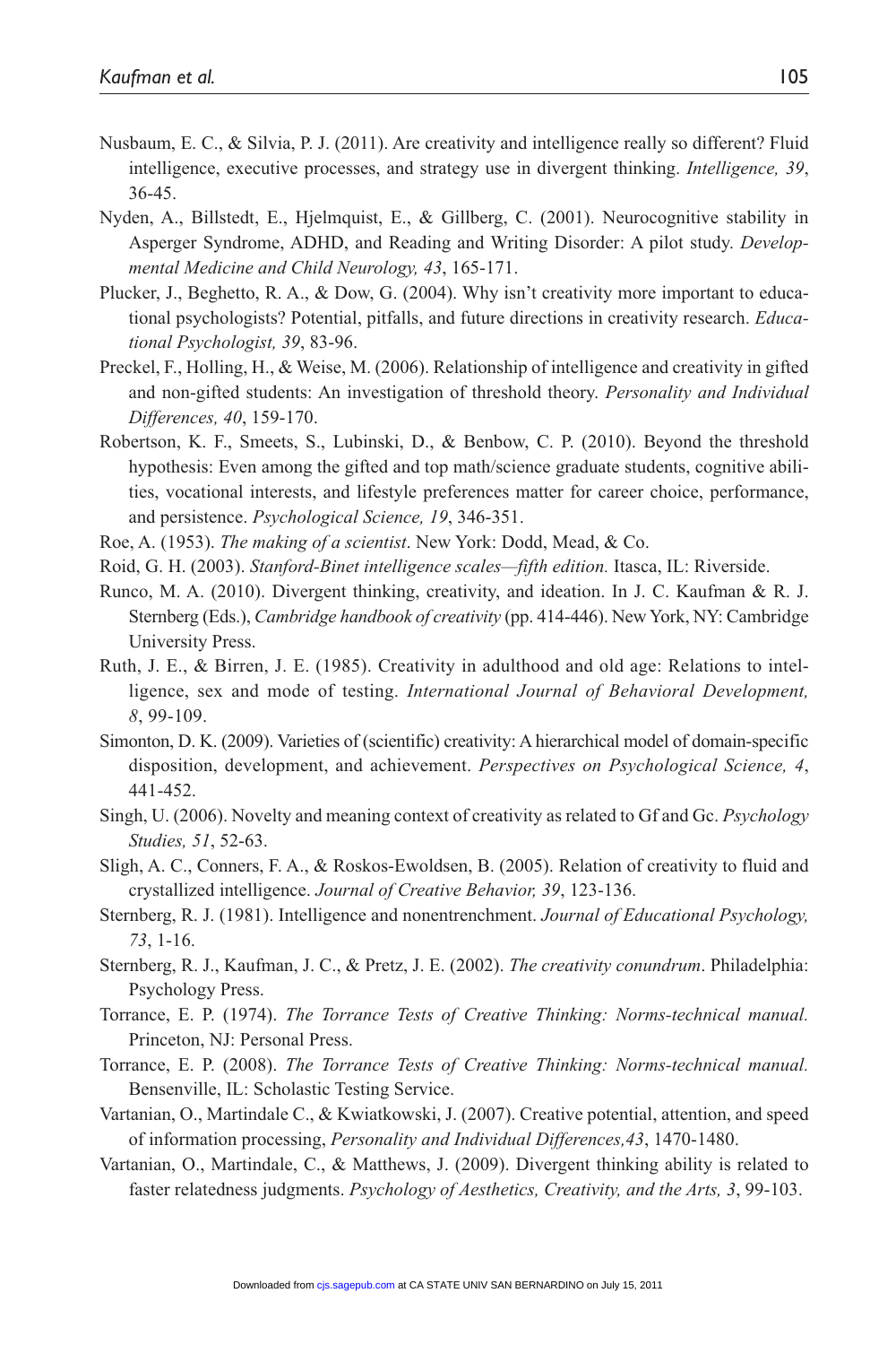Nusbaum, E. C., & Silvia, P. J. (2011). Are creativity and intelligence really so different? Fluid intelligence, executive processes, and strategy use in divergent thinking. *Intelligence, 39*, 36-45.

Nyden, A., Billstedt, E., Hjelmquist, E., & Gillberg, C. (2001). Neurocognitive stability in Asperger Syndrome, ADHD, and Reading and Writing Disorder: A pilot study. *Developmental Medicine and Child Neurology, 43*, 165-171.

Plucker, J., Beghetto, R. A., & Dow, G. (2004). Why isn't creativity more important to educational psychologists? Potential, pitfalls, and future directions in creativity research. *Educational Psychologist, 39*, 83-96.

Preckel, F., Holling, H., & Weise, M. (2006). Relationship of intelligence and creativity in gifted and non-gifted students: An investigation of threshold theory. *Personality and Individual Differences, 40*, 159-170.

Robertson, K. F., Smeets, S., Lubinski, D., & Benbow, C. P. (2010). Beyond the threshold hypothesis: Even among the gifted and top math/science graduate students, cognitive abilities, vocational interests, and lifestyle preferences matter for career choice, performance, and persistence. *Psychological Science, 19*, 346-351.

Roe, A. (1953). *The making of a scientist*. New York: Dodd, Mead, & Co.

Roid, G. H. (2003). *Stanford-Binet intelligence scales—fifth edition.* Itasca, IL: Riverside.

Runco, M. A. (2010). Divergent thinking, creativity, and ideation. In J. C. Kaufman & R. J. Sternberg (Eds.), *Cambridge handbook of creativity* (pp. 414-446). New York, NY: Cambridge University Press.

Ruth, J. E., & Birren, J. E. (1985). Creativity in adulthood and old age: Relations to intelligence, sex and mode of testing. *International Journal of Behavioral Development, 8*, 99-109.

Simonton, D. K. (2009). Varieties of (scientific) creativity: A hierarchical model of domain-specific disposition, development, and achievement. *Perspectives on Psychological Science, 4*, 441-452.

Singh, U. (2006). Novelty and meaning context of creativity as related to Gf and Gc. *Psychology Studies, 51*, 52-63.

Sligh, A. C., Conners, F. A., & Roskos-Ewoldsen, B. (2005). Relation of creativity to fluid and crystallized intelligence. *Journal of Creative Behavior, 39*, 123-136.

Sternberg, R. J. (1981). Intelligence and nonentrenchment. *Journal of Educational Psychology, 73*, 1-16.

Sternberg, R. J., Kaufman, J. C., & Pretz, J. E. (2002). *The creativity conundrum*. Philadelphia: Psychology Press.

Torrance, E. P. (1974). *The Torrance Tests of Creative Thinking: Norms-technical manual.* Princeton, NJ: Personal Press.

Torrance, E. P. (2008). *The Torrance Tests of Creative Thinking: Norms-technical manual.* Bensenville, IL: Scholastic Testing Service.

Vartanian, O., Martindale C., & Kwiatkowski, J. (2007). Creative potential, attention, and speed of information processing, *Personality and Individual Differences,43*, 1470-1480.

Vartanian, O., Martindale, C., & Matthews, J. (2009). Divergent thinking ability is related to faster relatedness judgments. *Psychology of Aesthetics, Creativity, and the Arts, 3*, 99-103.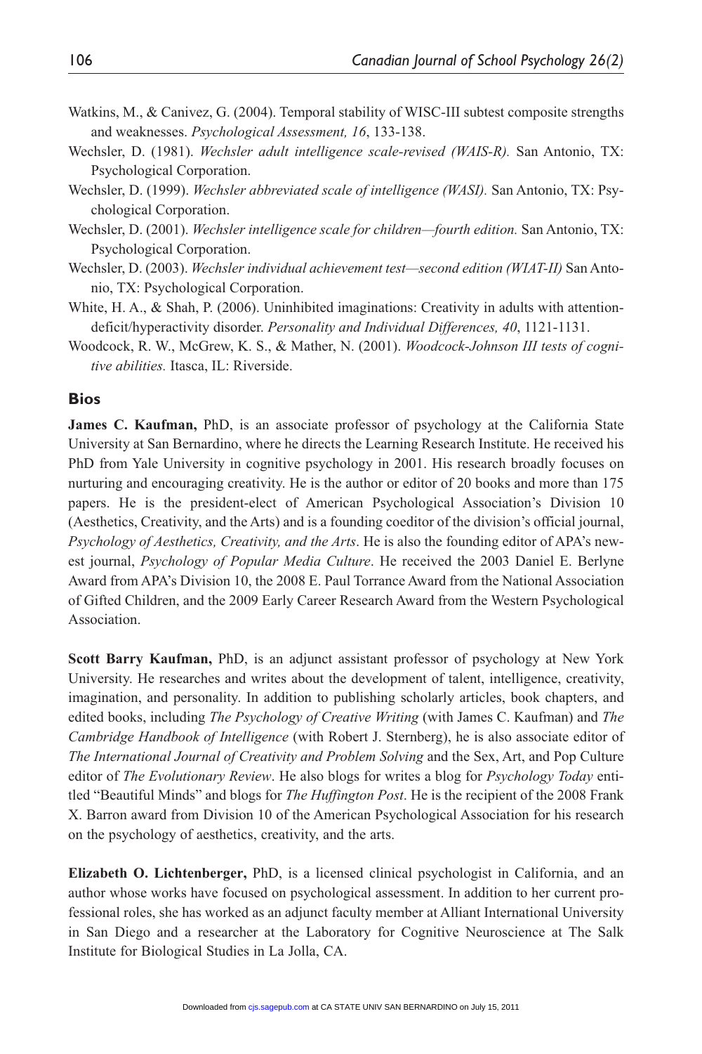Watkins, M., & Canivez, G. (2004). Temporal stability of WISC-III subtest composite strengths and weaknesses. *Psychological Assessment, 16*, 133-138.

Wechsler, D. (1981). *Wechsler adult intelligence scale-revised (WAIS-R).* San Antonio, TX: Psychological Corporation.

Wechsler, D. (1999). *Wechsler abbreviated scale of intelligence (WASI).* San Antonio, TX: Psychological Corporation.

Wechsler, D. (2001). *Wechsler intelligence scale for children—fourth edition.* San Antonio, TX: Psychological Corporation.

Wechsler, D. (2003). *Wechsler individual achievement test—second edition (WIAT-II)* San Antonio, TX: Psychological Corporation.

White, H. A., & Shah, P. (2006). Uninhibited imaginations: Creativity in adults with attention-deficit/hyperactivity disorder. *Personality and Individual Differences, 40*, 1121-1131.

Woodcock, R. W., McGrew, K. S., & Mather, N. (2001). *Woodcock-Johnson III tests of cognitive abilities.* Itasca, IL: Riverside.

## Bios

**James C. Kaufman,** PhD, is an associate professor of psychology at the California State University at San Bernardino, where he directs the Learning Research Institute. He received his PhD from Yale University in cognitive psychology in 2001. His research broadly focuses on nurturing and encouraging creativity. He is the author or editor of 20 books and more than 175 papers. He is the president-elect of American Psychological Association's Division 10 (Aesthetics, Creativity, and the Arts) and is a founding coeditor of the division's official journal, *Psychology of Aesthetics, Creativity, and the Arts*. He is also the founding editor of APA's newest journal, *Psychology of Popular Media Culture*. He received the 2003 Daniel E. Berlyne Award from APA's Division 10, the 2008 E. Paul Torrance Award from the National Association of Gifted Children, and the 2009 Early Career Research Award from the Western Psychological Association.

**Scott Barry Kaufman,** PhD, is an adjunct assistant professor of psychology at New York University. He researches and writes about the development of talent, intelligence, creativity, imagination, and personality. In addition to publishing scholarly articles, book chapters, and edited books, including *The Psychology of Creative Writing* (with James C. Kaufman) and *The Cambridge Handbook of Intelligence* (with Robert J. Sternberg), he is also associate editor of *The International Journal of Creativity and Problem Solving* and the Sex, Art, and Pop Culture editor of *The Evolutionary Review*. He also blogs for writes a blog for *Psychology Today* entitled "Beautiful Minds" and blogs for *The Huffington Post*. He is the recipient of the 2008 Frank X. Barron award from Division 10 of the American Psychological Association for his research on the psychology of aesthetics, creativity, and the arts.

**Elizabeth O. Lichtenberger,** PhD, is a licensed clinical psychologist in California, and an author whose works have focused on psychological assessment. In addition to her current professional roles, she has worked as an adjunct faculty member at Alliant International University in San Diego and a researcher at the Laboratory for Cognitive Neuroscience at The Salk Institute for Biological Studies in La Jolla, CA.